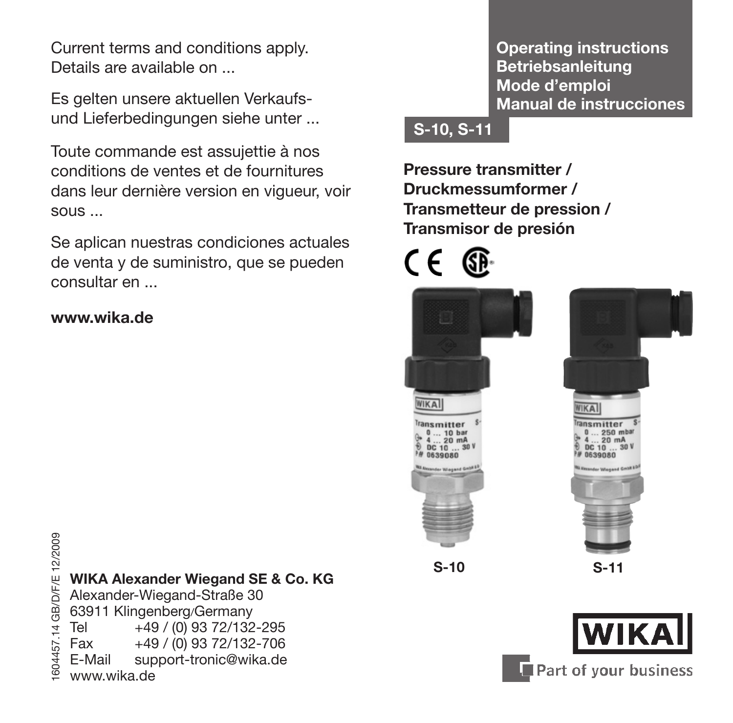Current terms and conditions apply.
Details are available on ...

Es gelten unsere aktuellen Verkaufs- und Lieferbedingungen siehe unter ...

Toute commande est assujettie à nos conditions de ventes et de fournitures dans leur dernière version en vigueur, voir sous ...

Se aplican nuestras condiciones actuales de venta y de suministro, que se pueden consultar en ...

**www.wika.de**

1604457.14 GB/D/F/E 12/2009

**WIKA Alexander Wiegand SE & Co. KG**
Alexander-Wiegand-Straße 30
63911 Klingenberg/Germany
Tel +49 / (0) 93 72/132-295
Fax +49 / (0) 93 72/132-706
E-Mail support-tronic@wika.de
www.wika.de

**Operating instructions**
**Betriebsanleitung**
**Mode d'emploi**
**Manual de instrucciones**

**S-10, S-11**

**Pressure transmitter / Druckmessumformer / Transmetteur de pression / Transmisor de presión**

**S-10** **S-11**

WIKA Part of your business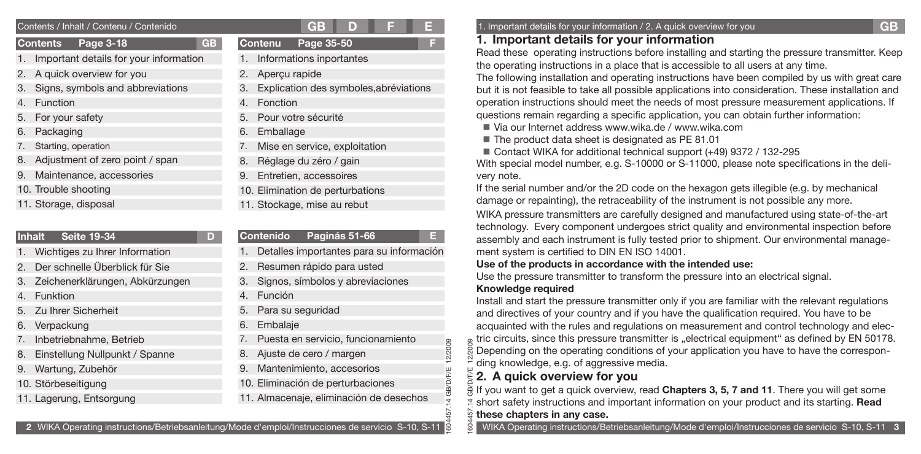Contents / Inhalt / Contenu / Contenido

## Contents Page 3-18 (GB)

1. Important details for your information
2. A quick overview for you
3. Signs, symbols and abbreviations
4. Function
5. For your safety
6. Packaging
7. Starting, operation
8. Adjustment of zero point / span
9. Maintenance, accessories
10. Trouble shooting
11. Storage, disposal

## Inhalt Seite 19-34 (D)

1. Wichtiges zu Ihrer Information
2. Der schnelle Überblick für Sie
3. Zeichenerklärungen, Abkürzungen
4. Funktion
5. Zu Ihrer Sicherheit
6. Verpackung
7. Inbetriebnahme, Betrieb
8. Einstellung Nullpunkt / Spanne
9. Wartung, Zubehör
10. Störbeseitigung
11. Lagerung, Entsorgung

## Contenu Page 35-50 (F)

1. Informations inportantes
2. Aperçu rapide
3. Explication des symboles,abréviations
4. Fonction
5. Pour votre sécurité
6. Emballage
7. Mise en service, exploitation
8. Réglage du zéro / gain
9. Entretien, accessoires
10. Elimination de perturbations
11. Stockage, mise au rebut

## Contenido Paginás 51-66 (E)

1. Detalles importantes para su información
2. Resumen rápido para usted
3. Signos, símbolos y abreviaciones
4. Función
5. Para su seguridad
6. Embalaje
7. Puesta en servicio, funcionamiento
8. Ajuste de cero / margen
9. Mantenimiento, accesorios
10. Eliminación de perturbaciones
11. Almacenaje, eliminación de desechos

# 1. Important details for your information

Read these operating instructions before installing and starting the pressure transmitter. Keep the operating instructions in a place that is accessible to all users at any time.

The following installation and operating instructions have been compiled by us with great care but it is not feasible to take all possible applications into consideration. These installation and operation instructions should meet the needs of most pressure measurement applications. If questions remain regarding a specific application, you can obtain further information:

- Via our Internet address www.wika.de / www.wika.com
- The product data sheet is designated as PE 81.01
- Contact WIKA for additional technical support (+49) 9372 / 132-295

With special model number, e.g. S-10000 or S-11000, please note specifications in the delivery note.

If the serial number and/or the 2D code on the hexagon gets illegible (e.g. by mechanical damage or repainting), the retraceability of the instrument is not possible any more.

WIKA pressure transmitters are carefully designed and manufactured using state-of-the-art technology. Every component undergoes strict quality and environmental inspection before assembly and each instrument is fully tested prior to shipment. Our environmental management system is certified to DIN EN ISO 14001.

**Use of the products in accordance with the intended use:**

Use the pressure transmitter to transform the pressure into an electrical signal.

**Knowledge required**

Install and start the pressure transmitter only if you are familiar with the relevant regulations and directives of your country and if you have the qualification required. You have to be acquainted with the rules and regulations on measurement and control technology and electric circuits, since this pressure transmitter is „electrical equipment“ as defined by EN 50178. Depending on the operating conditions of your application you have to have the corresponding knowledge, e.g. of aggressive media.

# 2. A quick overview for you

If you want to get a quick overview, read **Chapters 3, 5, 7 and 11**. There you will get some short safety instructions and important information on your product and its starting. **Read these chapters in any case.**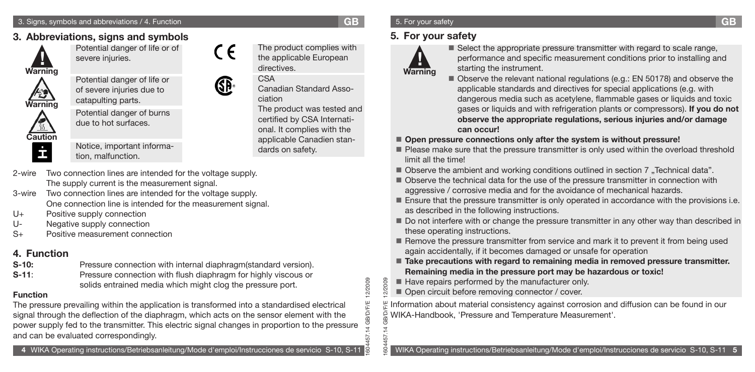## 3. Abbreviations, signs and symbols

| Symbol | Meaning |
| --- | --- |
| Warning | Potential danger of life or of severe injuries. |
| Warning | Potential danger of life or of severe injuries due to catapulting parts. |
| Caution | Potential danger of burns due to hot surfaces. |
| i | Notice, important information, malfunction. |
| CE | The product complies with the applicable European directives. |
| CSA | CSA<br>Canadian Standard Association<br>The product was tested and certified by CSA International. It complies with the applicable Canadien standards on safety. |

2-wire Two connection lines are intended for the voltage supply. The supply current is the measurement signal.

3-wire Two connection lines are intended for the voltage supply. One connection line is intended for the measurement signal.

U+ Positive supply connection

U- Negative supply connection

S+ Positive measurement connection

## 4. Function

**S-10:** Pressure connection with internal diaphragm(standard version).

**S-11**: Pressure connection with flush diaphragm for highly viscous or solids entrained media which might clog the pressure port.

### Function

The pressure prevailing within the application is transformed into a standardised electrical signal through the deflection of the diaphragm, which acts on the sensor element with the power supply fed to the transmitter. This electric signal changes in proportion to the pressure and can be evaluated correspondingly.

## 5. For your safety

**Warning**

- Select the appropriate pressure transmitter with regard to scale range, performance and specific measurement conditions prior to installing and starting the instrument.
- Observe the relevant national regulations (e.g.: EN 50178) and observe the applicable standards and directives for special applications (e.g. with dangerous media such as acetylene, flammable gases or liquids and toxic gases or liquids and with refrigeration plants or compressors). **If you do not observe the appropriate regulations, serious injuries and/or damage can occur!**

- **Open pressure connections only after the system is without pressure!**
- Please make sure that the pressure transmitter is only used within the overload threshold limit all the time!
- Observe the ambient and working conditions outlined in section 7 „Technical data".
- Observe the technical data for the use of the pressure transmitter in connection with aggressive / corrosive media and for the avoidance of mechanical hazards.
- Ensure that the pressure transmitter is only operated in accordance with the provisions i.e. as described in the following instructions.
- Do not interfere with or change the pressure transmitter in any other way than described in these operating instructions.
- Remove the pressure transmitter from service and mark it to prevent it from being used again accidentally, if it becomes damaged or unsafe for operation
- **Take precautions with regard to remaining media in removed pressure transmitter. Remaining media in the pressure port may be hazardous or toxic!**
- Have repairs performed by the manufacturer only.
- Open circuit before removing connector / cover.

Information about material consistency against corrosion and diffusion can be found in our WIKA-Handbook, 'Pressure and Temperature Measurement'.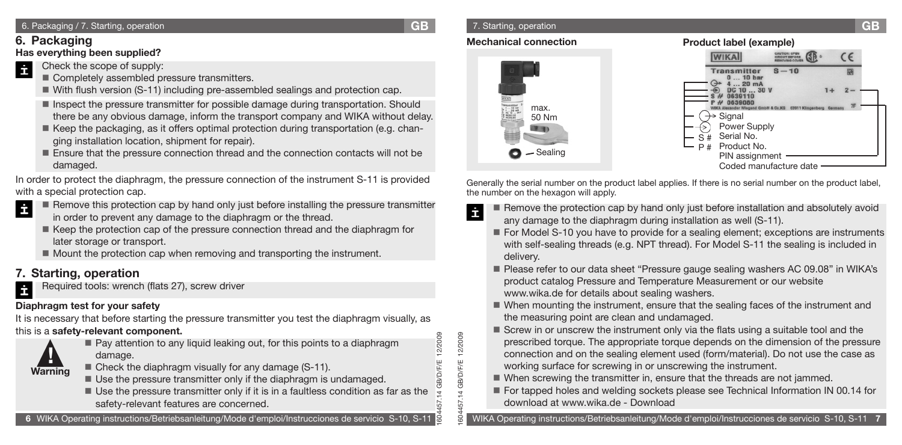## 6. Packaging

### Has everything been supplied?

Check the scope of supply:

- Completely assembled pressure transmitters.
- With flush version (S-11) including pre-assembled sealings and protection cap.

- Inspect the pressure transmitter for possible damage during transportation. Should there be any obvious damage, inform the transport company and WIKA without delay.
- Keep the packaging, as it offers optimal protection during transportation (e.g. changing installation location, shipment for repair).
- Ensure that the pressure connection thread and the connection contacts will not be damaged.

In order to protect the diaphragm, the pressure connection of the instrument S-11 is provided with a special protection cap.

- Remove this protection cap by hand only just before installing the pressure transmitter in order to prevent any damage to the diaphragm or the thread.
- Keep the protection cap of the pressure connection thread and the diaphragm for later storage or transport.
- Mount the protection cap when removing and transporting the instrument.

## 7. Starting, operation

Required tools: wrench (flats 27), screw driver

### Diaphragm test for your safety

It is necessary that before starting the pressure transmitter you test the diaphragm visually, as this is a **safety-relevant component.**

**Warning**

- Pay attention to any liquid leaking out, for this points to a diaphragm damage.
- Check the diaphragm visually for any damage (S-11).
- Use the pressure transmitter only if the diaphragm is undamaged.
- Use the pressure transmitter only if it is in a faultless condition as far as the safety-relevant features are concerned.

### Mechanical connection

max. 50 Nm

Sealing

### Product label (example)

WIKA

Transmitter S-10
0 ... 10 bar
4 ... 20 mA
DC 10 ... 30 V
S # 0630110
P # 0639080

- Signal
- Power Supply
- S # Serial No.
- P # Product No.
- PIN assignment
- Coded manufacture date

Generally the serial number on the product label applies. If there is no serial number on the product label, the number on the hexagon will apply.

- Remove the protection cap by hand only just before installation and absolutely avoid any damage to the diaphragm during installation as well (S-11).
- For Model S-10 you have to provide for a sealing element; exceptions are instruments with self-sealing threads (e.g. NPT thread). For Model S-11 the sealing is included in delivery.
- Please refer to our data sheet "Pressure gauge sealing washers AC 09.08" in WIKA's product catalog Pressure and Temperature Measurement or our website www.wika.de for details about sealing washers.
- When mounting the instrument, ensure that the sealing faces of the instrument and the measuring point are clean and undamaged.
- Screw in or unscrew the instrument only via the flats using a suitable tool and the prescribed torque. The appropriate torque depends on the dimension of the pressure connection and on the sealing element used (form/material). Do not use the case as working surface for screwing in or unscrewing the instrument.
- When screwing the transmitter in, ensure that the threads are not jammed.
- For tapped holes and welding sockets please see Technical Information IN 00.14 for download at www.wika.de - Download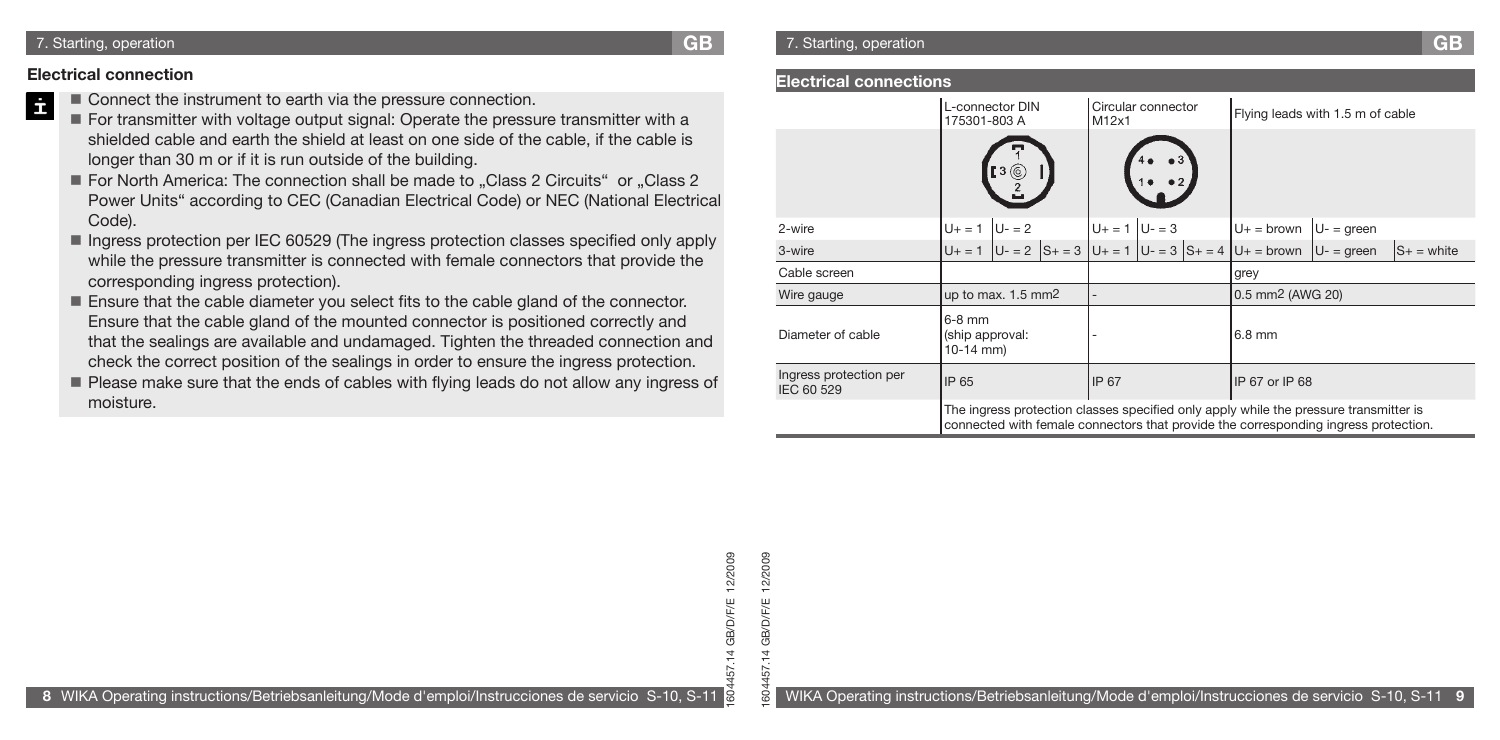## Electrical connection

- Connect the instrument to earth via the pressure connection.
- For transmitter with voltage output signal: Operate the pressure transmitter with a shielded cable and earth the shield at least on one side of the cable, if the cable is longer than 30 m or if it is run outside of the building.
- For North America: The connection shall be made to „Class 2 Circuits" or „Class 2 Power Units" according to CEC (Canadian Electrical Code) or NEC (National Electrical Code).
- Ingress protection per IEC 60529 (The ingress protection classes specified only apply while the pressure transmitter is connected with female connectors that provide the corresponding ingress protection).
- Ensure that the cable diameter you select fits to the cable gland of the connector. Ensure that the cable gland of the mounted connector is positioned correctly and that the sealings are available and undamaged. Tighten the threaded connection and check the correct position of the sealings in order to ensure the ingress protection.
- Please make sure that the ends of cables with flying leads do not allow any ingress of moisture.

## Electrical connections

| | L-connector DIN 175301-803 A | | | Circular connector M12x1 | | | Flying leads with 1.5 m of cable | | |
|---|---|---|---|---|---|---|---|---|---|
| 2-wire | U+ = 1 | U- = 2 | | U+ = 1 | U- = 3 | | U+ = brown | U- = green | |
| 3-wire | U+ = 1 | U- = 2 | S+ = 3 | U+ = 1 | U- = 3 | S+ = 4 | U+ = brown | U- = green | S+ = white |
| Cable screen | | | | | | | grey | | |
| Wire gauge | up to max. 1.5 mm2 | | | - | | | 0.5 mm2 (AWG 20) | | |
| Diameter of cable | 6-8 mm (ship approval: 10-14 mm) | | | - | | | 6.8 mm | | |
| Ingress protection per IEC 60 529 | IP 65 | | | IP 67 | | | IP 67 or IP 68 | | |
| | The ingress protection classes specified only apply while the pressure transmitter is connected with female connectors that provide the corresponding ingress protection. | | | | | | | | |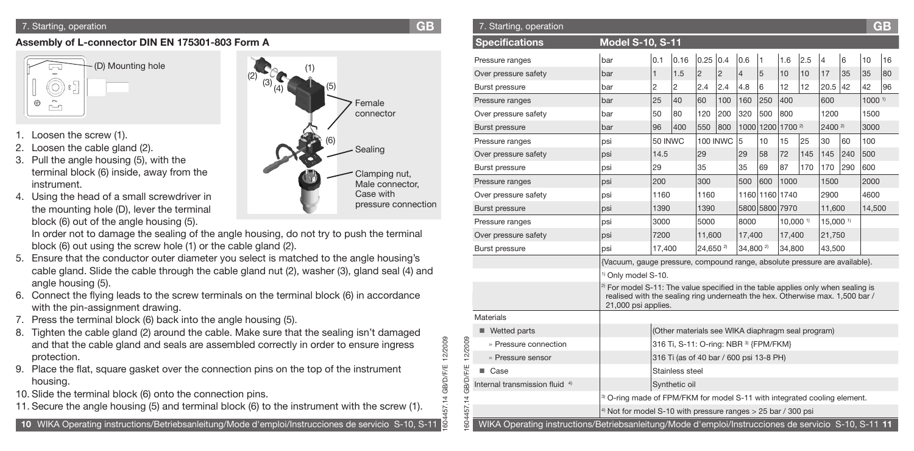## 7. Starting, operation

### Assembly of L-connector DIN EN 175301-803 Form A

1. Loosen the screw (1).
2. Loosen the cable gland (2).
3. Pull the angle housing (5), with the terminal block (6) inside, away from the instrument.
4. Using the head of a small screwdriver in the mounting hole (D), lever the terminal block (6) out of the angle housing (5).

   In order not to damage the sealing of the angle housing, do not try to push the terminal block (6) out using the screw hole (1) or the cable gland (2).
5. Ensure that the conductor outer diameter you select is matched to the angle housing's cable gland. Slide the cable through the cable gland nut (2), washer (3), gland seal (4) and angle housing (5).
6. Connect the flying leads to the screw terminals on the terminal block (6) in accordance with the pin-assignment drawing.
7. Press the terminal block (6) back into the angle housing (5).
8. Tighten the cable gland (2) around the cable. Make sure that the sealing isn't damaged and that the cable gland and seals are assembled correctly in order to ensure ingress protection.
9. Place the flat, square gasket over the connection pins on the top of the instrument housing.
10. Slide the terminal block (6) onto the connection pins.
11. Secure the angle housing (5) and terminal block (6) to the instrument with the screw (1).

## 7. Starting, operation

| Specifications | Model S-10, S-11 | | | | | | | | | | | | |
|---|---|---|---|---|---|---|---|---|---|---|---|---|---|
| Pressure ranges | bar | 0.1 | 0.16 | 0.25 | 0.4 | 0.6 | 1 | 1.6 | 2.5 | 4 | 6 | 10 | 16 |
| Over pressure safety | bar | 1 | 1.5 | 2 | 2 | 4 | 5 | 10 | 10 | 17 | 35 | 35 | 80 |
| Burst pressure | bar | 2 | 2 | 2.4 | 2.4 | 4.8 | 6 | 12 | 12 | 20.5 | 42 | 42 | 96 |
| Pressure ranges | bar | 25 | 40 | 60 | 100 | 160 | 250 | 400 | | 600 | | 1000 1) | |
| Over pressure safety | bar | 50 | 80 | 120 | 200 | 320 | 500 | 800 | | 1200 | | 1500 | |
| Burst pressure | bar | 96 | 400 | 550 | 800 | 1000 | 1200 | 1700 2) | | 2400 2) | | 3000 | |
| Pressure ranges | psi | 50 INWC | | 100 INWC | | 5 | 10 | 15 | 25 | 30 | 60 | 100 | |
| Over pressure safety | psi | 14.5 | | 29 | | 29 | 58 | 72 | 145 | 145 | 240 | 500 | |
| Burst pressure | psi | 29 | | 35 | | 35 | 69 | 87 | 170 | 170 | 290 | 600 | |
| Pressure ranges | psi | 200 | | 300 | | 500 | 600 | 1000 | | 1500 | | 2000 | |
| Over pressure safety | psi | 1160 | | 1160 | | 1160 | 1160 | 1740 | | 2900 | | 4600 | |
| Burst pressure | psi | 1390 | | 1390 | | 5800 | 5800 | 7970 | | 11,600 | | 14,500 | |
| Pressure ranges | psi | 3000 | | 5000 | | 8000 | | 10,000 1) | | 15,000 1) | | | |
| Over pressure safety | psi | 7200 | | 11,600 | | 17,400 | | 17,400 | | 21,750 | | | |
| Burst pressure | psi | 17,400 | | 24,650 2) | | 34,800 2) | | 34,800 | | 43,500 | | | |

{Vacuum, gauge pressure, compound range, absolute pressure are available}.

1) Only model S-10.

2) For model S-11: The value specified in the table applies only when sealing is realised with the sealing ring underneath the hex. Otherwise max. 1,500 bar / 21,000 psi applies.

| Materials | |
|---|---|
| ■ Wetted parts | (Other materials see WIKA diaphragm seal program) |
| » Pressure connection | 316 Ti, S-11: O-ring: NBR 3) {FPM/FKM} |
| » Pressure sensor | 316 Ti (as of 40 bar / 600 psi 13-8 PH) |
| ■ Case | Stainless steel |
| Internal transmission fluid 4) | Synthetic oil |

3) O-ring made of FPM/FKM for model S-11 with integrated cooling element.

4) Not for model S-10 with pressure ranges > 25 bar / 300 psi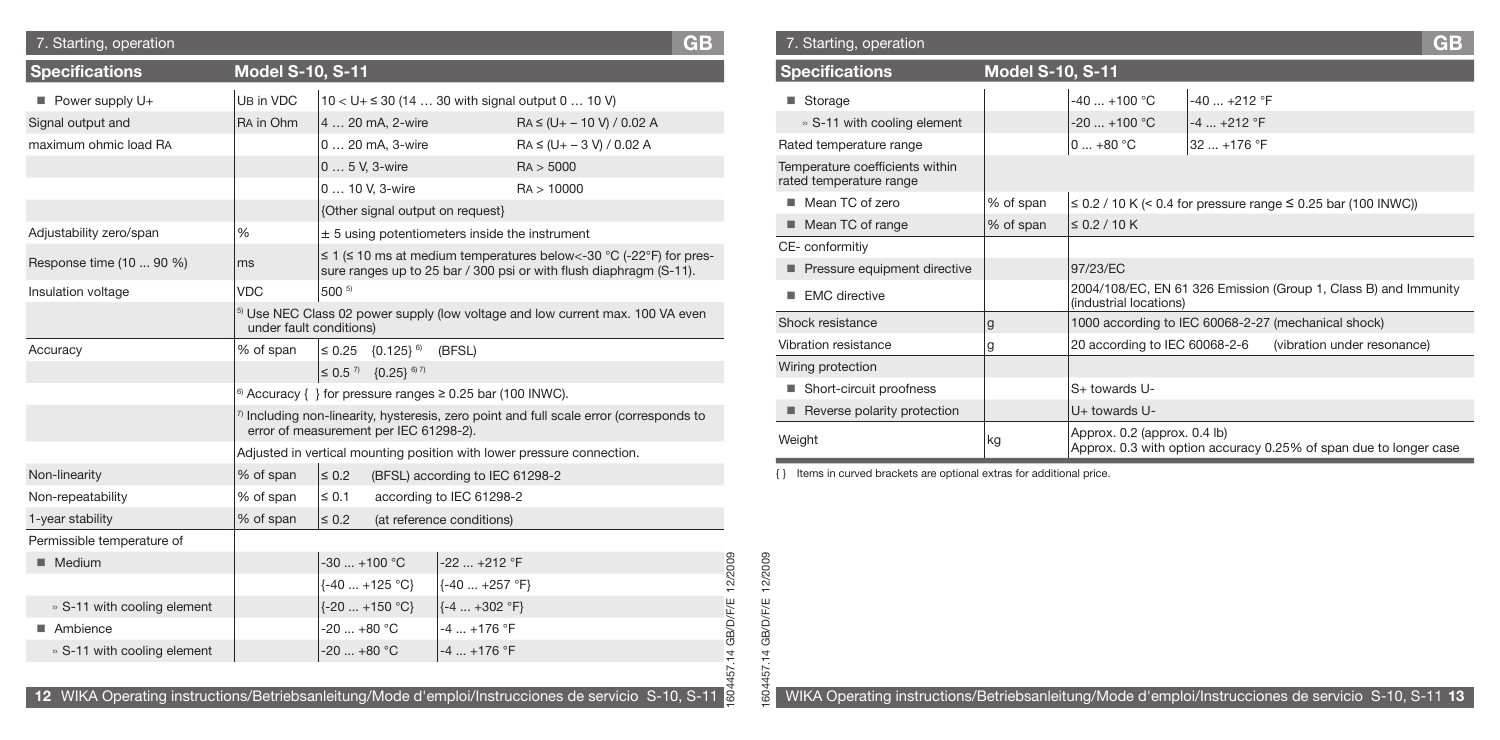## 7. Starting, operation

| Specifications | Model S-10, S-11 | | |
|---|---|---|---|
| ■ Power supply U+ | UB in VDC | 10 < U+ ≤ 30 (14 … 30 with signal output 0 … 10 V) | |
| Signal output and | RA in Ohm | 4 … 20 mA, 2-wire | RA ≤ (U+ – 10 V) / 0.02 A |
| maximum ohmic load RA | | 0 … 20 mA, 3-wire | RA ≤ (U+ – 3 V) / 0.02 A |
| | | 0 … 5 V, 3-wire | RA > 5000 |
| | | 0 … 10 V, 3-wire | RA > 10000 |
| | | {Other signal output on request} | |
| Adjustability zero/span | % | ± 5 using potentiometers inside the instrument | |
| Response time (10 ... 90 %) | ms | ≤ 1 (≤ 10 ms at medium temperatures below<-30 °C (-22°F) for pressure ranges up to 25 bar / 300 psi or with flush diaphragm (S-11). | |
| Insulation voltage | VDC | 500 [5] | |
| [5] Use NEC Class 02 power supply (low voltage and low current max. 100 VA even under fault conditions) | | | |
| Accuracy | % of span | ≤ 0.25 {0.125} [6] (BFSL) | |
| | | ≤ 0.5 [7] {0.25} [6] [7] | |
| | | [6] Accuracy { } for pressure ranges ≥ 0.25 bar (100 INWC). | |
| | | [7] Including non-linearity, hysteresis, zero point and full scale error (corresponds to error of measurement per IEC 61298-2). | |
| | | Adjusted in vertical mounting position with lower pressure connection. | |
| Non-linearity | % of span | ≤ 0.2 (BFSL) according to IEC 61298-2 | |
| Non-repeatability | % of span | ≤ 0.1 according to IEC 61298-2 | |
| 1-year stability | % of span | ≤ 0.2 (at reference conditions) | |
| Permissible temperature of | | | |
| ■ Medium | | -30 ... +100 °C | -22 ... +212 °F |
| | | {-40 ... +125 °C} | {-40 ... +257 °F} |
| » S-11 with cooling element | | {-20 ... +150 °C} | {-4 ... +302 °F} |
| ■ Ambience | | -20 ... +80 °C | -4 ... +176 °F |
| » S-11 with cooling element | | -20 ... +80 °C | -4 ... +176 °F |
| ■ Storage | | -40 ... +100 °C | -40 ... +212 °F |
| » S-11 with cooling element | | -20 ... +100 °C | -4 ... +212 °F |
| Rated temperature range | | 0 ... +80 °C | 32 ... +176 °F |
| Temperature coefficients within rated temperature range | | | |
| ■ Mean TC of zero | % of span | ≤ 0.2 / 10 K (< 0.4 for pressure range ≤ 0.25 bar (100 INWC)) | |
| ■ Mean TC of range | % of span | ≤ 0.2 / 10 K | |
| CE- conformitiy | | | |
| ■ Pressure equipment directive | | 97/23/EC | |
| ■ EMC directive | | 2004/108/EC, EN 61 326 Emission (Group 1, Class B) and Immunity (industrial locations) | |
| Shock resistance | g | 1000 according to IEC 60068-2-27 (mechanical shock) | |
| Vibration resistance | g | 20 according to IEC 60068-2-6 (vibration under resonance) | |
| Wiring protection | | | |
| ■ Short-circuit proofness | | S+ towards U- | |
| ■ Reverse polarity protection | | U+ towards U- | |
| Weight | kg | Approx. 0.2 (approx. 0.4 lb)<br>Approx. 0.3 with option accuracy 0.25% of span due to longer case | |

{ } Items in curved brackets are optional extras for additional price.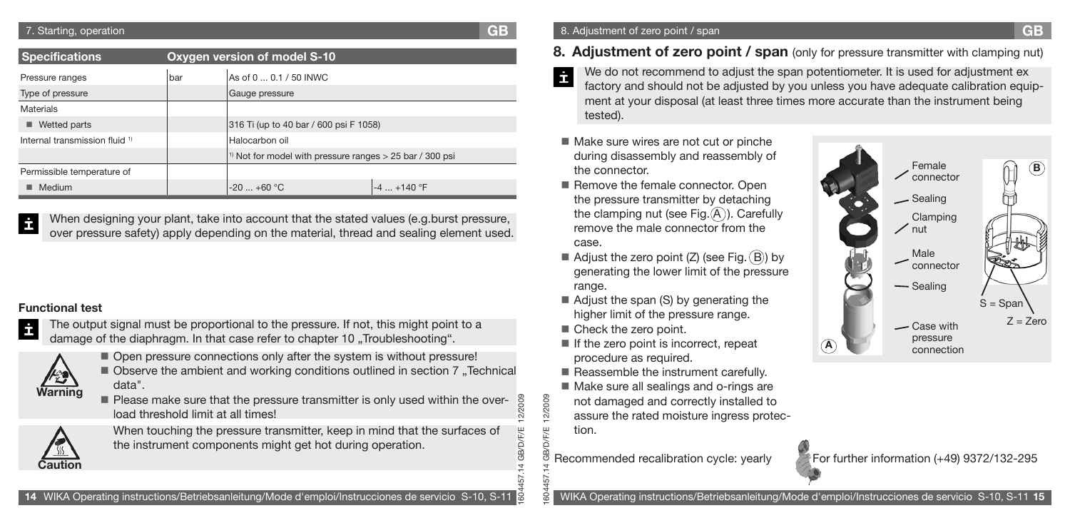| Specifications | | Oxygen version of model S-10 | |
|---|---|---|---|
| Pressure ranges | bar | As of 0 ... 0.1 / 50 INWC | |
| Type of pressure | | Gauge pressure | |
| Materials | | | |
| ■ Wetted parts | | 316 Ti (up to 40 bar / 600 psi F 1058) | |
| Internal transmission fluid [1] | | Halocarbon oil | |
| | | [1] Not for model with pressure ranges > 25 bar / 300 psi | |
| Permissible temperature of | | | |
| ■ Medium | | -20 ... +60 °C | -4 ... +140 °F |

When designing your plant, take into account that the stated values (e.g.burst pressure, over pressure safety) apply depending on the material, thread and sealing element used.

### Functional test

The output signal must be proportional to the pressure. If not, this might point to a damage of the diaphragm. In that case refer to chapter 10 „Troubleshooting".

**Warning**

- Open pressure connections only after the system is without pressure!
- Observe the ambient and working conditions outlined in section 7 „Technical data".
- Please make sure that the pressure transmitter is only used within the overload threshold limit at all times!

**Caution**

When touching the pressure transmitter, keep in mind that the surfaces of the instrument components might get hot during operation.

## 8. Adjustment of zero point / span (only for pressure transmitter with clamping nut)

We do not recommend to adjust the span potentiometer. It is used for adjustment ex factory and should not be adjusted by you unless you have adequate calibration equipment at your disposal (at least three times more accurate than the instrument being tested).

- Make sure wires are not cut or pinche during disassembly and reassembly of the connector.
- Remove the female connector. Open the pressure transmitter by detaching the clamping nut (see Fig. (A)). Carefully remove the male connector from the case.
- Adjust the zero point (Z) (see Fig. (B)) by generating the lower limit of the pressure range.
- Adjust the span (S) by generating the higher limit of the pressure range.
- Check the zero point.
- If the zero point is incorrect, repeat procedure as required.
- Reassemble the instrument carefully.
- Make sure all sealings and o-rings are not damaged and correctly installed to assure the rated moisture ingress protection.

Female connector
Sealing
Clamping nut
Male connector
Sealing
Case with pressure connection
A
B
S = Span
Z = Zero

Recommended recalibration cycle: yearly

For further information (+49) 9372/132-295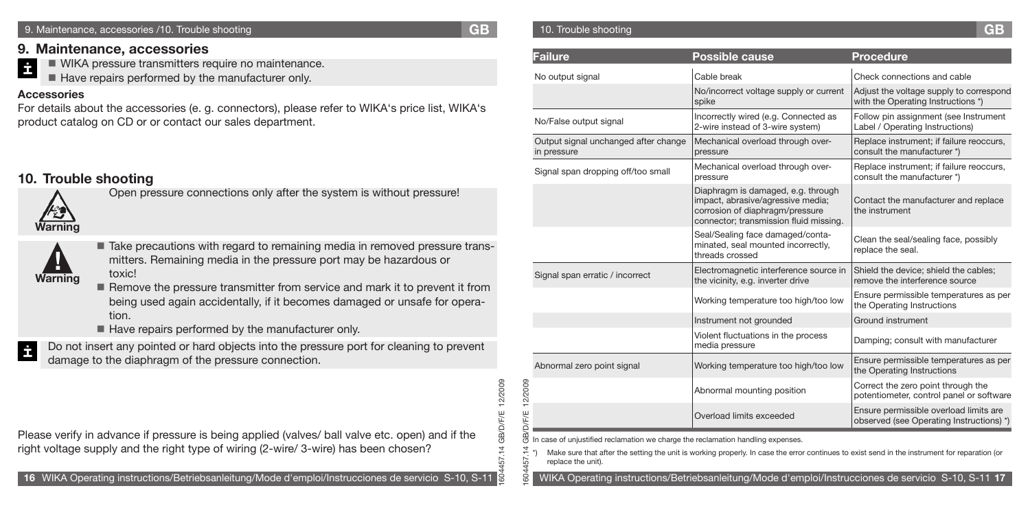## 9. Maintenance, accessories

- WIKA pressure transmitters require no maintenance.
- Have repairs performed by the manufacturer only.

### Accessories

For details about the accessories (e. g. connectors), please refer to WIKA's price list, WIKA's product catalog on CD or or contact our sales department.

## 10. Trouble shooting

**Warning**

Open pressure connections only after the system is without pressure!

**Warning**

- Take precautions with regard to remaining media in removed pressure transmitters. Remaining media in the pressure port may be hazardous or toxic!
- Remove the pressure transmitter from service and mark it to prevent it from being used again accidentally, if it becomes damaged or unsafe for operation.
- Have repairs performed by the manufacturer only.

Do not insert any pointed or hard objects into the pressure port for cleaning to prevent damage to the diaphragm of the pressure connection.

Please verify in advance if pressure is being applied (valves/ ball valve etc. open) and if the right voltage supply and the right type of wiring (2-wire/ 3-wire) has been chosen?

| Failure | Possible cause | Procedure |
|---|---|---|
| No output signal | Cable break | Check connections and cable |
| | No/incorrect voltage supply or current spike | Adjust the voltage supply to correspond with the Operating Instructions *) |
| No/False output signal | Incorrectly wired (e.g. Connected as 2-wire instead of 3-wire system) | Follow pin assignment (see Instrument Label / Operating Instructions) |
| Output signal unchanged after change in pressure | Mechanical overload through overpressure | Replace instrument; if failure reoccurs, consult the manufacturer *) |
| Signal span dropping off/too small | Mechanical overload through overpressure | Replace instrument; if failure reoccurs, consult the manufacturer *) |
| | Diaphragm is damaged, e.g. through impact, abrasive/agressive media; corrosion of diaphragm/pressure connector; transmission fluid missing. | Contact the manufacturer and replace the instrument |
| | Seal/Sealing face damaged/contaminated, seal mounted incorrectly, threads crossed | Clean the seal/sealing face, possibly replace the seal. |
| Signal span erratic / incorrect | Electromagnetic interference source in the vicinity, e.g. inverter drive | Shield the device; shield the cables; remove the interference source |
| | Working temperature too high/too low | Ensure permissible temperatures as per the Operating Instructions |
| | Instrument not grounded | Ground instrument |
| | Violent fluctuations in the process media pressure | Damping; consult with manufacturer |
| Abnormal zero point signal | Working temperature too high/too low | Ensure permissible temperatures as per the Operating Instructions |
| | Abnormal mounting position | Correct the zero point through the potentiometer, control panel or software |
| | Overload limits exceeded | Ensure permissible overload limits are observed (see Operating Instructions) *) |

In case of unjustified reclamation we charge the reclamation handling expenses.

*) Make sure that after the setting the unit is working properly. In case the error continues to exist send in the instrument for reparation (or replace the unit).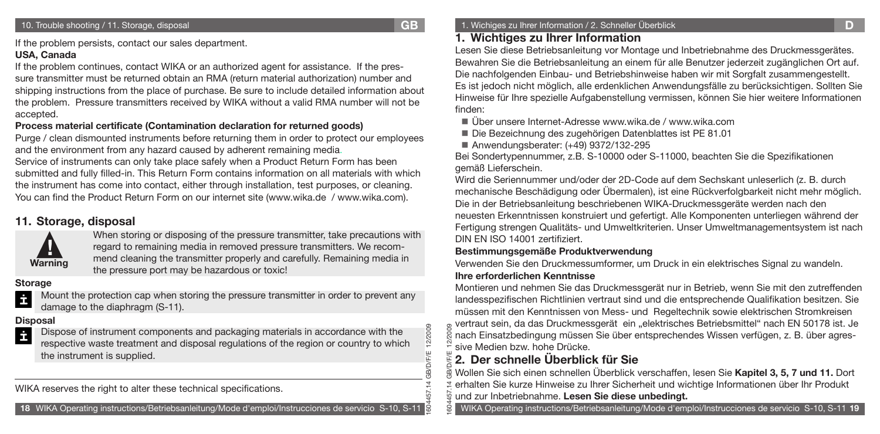If the problem persists, contact our sales department.

**USA, Canada**

If the problem continues, contact WIKA or an authorized agent for assistance. If the pressure transmitter must be returned obtain an RMA (return material authorization) number and shipping instructions from the place of purchase. Be sure to include detailed information about the problem. Pressure transmitters received by WIKA without a valid RMA number will not be accepted.

**Process material certificate (Contamination declaration for returned goods)**

Purge / clean dismounted instruments before returning them in order to protect our employees and the environment from any hazard caused by adherent remaining media.

Service of instruments can only take place safely when a Product Return Form has been submitted and fully filled-in. This Return Form contains information on all materials with which the instrument has come into contact, either through installation, test purposes, or cleaning. You can find the Product Return Form on our internet site (www.wika.de / www.wika.com).

## 11. Storage, disposal

**Warning**

When storing or disposing of the pressure transmitter, take precautions with regard to remaining media in removed pressure transmitters. We recommend cleaning the transmitter properly and carefully. Remaining media in the pressure port may be hazardous or toxic!

**Storage**

Mount the protection cap when storing the pressure transmitter in order to prevent any damage to the diaphragm (S-11).

**Disposal**

Dispose of instrument components and packaging materials in accordance with the respective waste treatment and disposal regulations of the region or country to which the instrument is supplied.

WIKA reserves the right to alter these technical specifications.

## 1. Wichtiges zu Ihrer Information

Lesen Sie diese Betriebsanleitung vor Montage und Inbetriebnahme des Druckmessgerätes. Bewahren Sie die Betriebsanleitung an einem für alle Benutzer jederzeit zugänglichen Ort auf. Die nachfolgenden Einbau- und Betriebshinweise haben wir mit Sorgfalt zusammengestellt. Es ist jedoch nicht möglich, alle erdenklichen Anwendungsfälle zu berücksichtigen. Sollten Sie Hinweise für Ihre spezielle Aufgabenstellung vermissen, können Sie hier weitere Informationen finden:

- Über unsere Internet-Adresse www.wika.de / www.wika.com
- Die Bezeichnung des zugehörigen Datenblattes ist PE 81.01
- Anwendungsberater: (+49) 9372/132-295

Bei Sondertypennummer, z.B. S-10000 oder S-11000, beachten Sie die Spezifikationen gemäß Lieferschein.

Wird die Seriennummer und/oder der 2D-Code auf dem Sechskant unleserlich (z. B. durch mechanische Beschädigung oder Übermalen), ist eine Rückverfolgbarkeit nicht mehr möglich. Die in der Betriebsanleitung beschriebenen WIKA-Druckmessgeräte werden nach den neuesten Erkenntnissen konstruiert und gefertigt. Alle Komponenten unterliegen während der Fertigung strengen Qualitäts- und Umweltkriterien. Unser Umweltmanagementsystem ist nach DIN EN ISO 14001 zertifiziert.

**Bestimmungsgemäße Produktverwendung**

Verwenden Sie den Druckmessumformer, um Druck in ein elektrisches Signal zu wandeln.

**Ihre erforderlichen Kenntnisse**

Montieren und nehmen Sie das Druckmessgerät nur in Betrieb, wenn Sie mit den zutreffenden landesspezifischen Richtlinien vertraut sind und die entsprechende Qualifikation besitzen. Sie müssen mit den Kenntnissen von Mess- und Regeltechnik sowie elektrischen Stromkreisen vertraut sein, da das Druckmessgerät ein „elektrisches Betriebsmittel" nach EN 50178 ist. Je nach Einsatzbedingung müssen Sie über entsprechendes Wissen verfügen, z. B. über aggressive Medien bzw. hohe Drücke.

## 2. Der schnelle Überblick für Sie

Wollen Sie sich einen schnellen Überblick verschaffen, lesen Sie **Kapitel 3, 5, 7 und 11.** Dort erhalten Sie kurze Hinweise zu Ihrer Sicherheit und wichtige Informationen über Ihr Produkt und zur Inbetriebnahme. **Lesen Sie diese unbedingt.**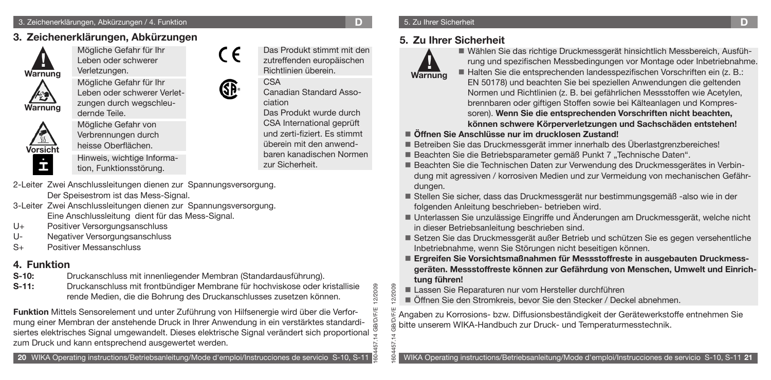## 3. Zeichenerklärungen, Abkürzungen

| | |
|---|---|
| **Warnung** | Mögliche Gefahr für Ihr Leben oder schwerer Verletzungen. |
| **Warnung** | Mögliche Gefahr für Ihr Leben oder schwerer Verletzungen durch wegschleudernde Teile. |
| **Vorsicht** | Mögliche Gefahr von Verbrennungen durch heisse Oberflächen. |
| i | Hinweis, wichtige Information, Funktionsstörung. |
| CE | Das Produkt stimmt mit den zutreffenden europäischen Richtlinien überein. |
| CSA | CSA<br>Canadian Standard Association<br>Das Produkt wurde durch CSA International geprüft und zerti-fiziert. Es stimmt überein mit den anwendbaren kanadischen Normen zur Sicherheit. |

2-Leiter Zwei Anschlussleitungen dienen zur Spannungsversorgung. Der Speisestrom ist das Mess-Signal.

3-Leiter Zwei Anschlussleitungen dienen zur Spannungsversorgung. Eine Anschlussleitung dient für das Mess-Signal.

U+ Positiver Versorgungsanschluss

U- Negativer Versorgungsanschluss

S+ Positiver Messanschluss

## 4. Funktion

**S-10:** Druckanschluss mit innenliegender Membran (Standardausführung).

**S-11:** Druckanschluss mit frontbündiger Membrane für hochviskose oder kristallisierende Medien, die die Bohrung des Druckanschlusses zusetzen können.

**Funktion** Mittels Sensorelement und unter Zuführung von Hilfsenergie wird über die Verformung einer Membran der anstehende Druck in Ihrer Anwendung in ein verstärktes standardisiertes elektrisches Signal umgewandelt. Dieses elektrische Signal verändert sich proportional zum Druck und kann entsprechend ausgewertet werden.

## 5. Zu Ihrer Sicherheit

**Warnung**

- Wählen Sie das richtige Druckmessgerät hinsichtlich Messbereich, Ausführung und spezifischen Messbedingungen vor Montage oder Inbetriebnahme.
- Halten Sie die entsprechenden landesspezifischen Vorschriften ein (z. B.: EN 50178) und beachten Sie bei speziellen Anwendungen die geltenden Normen und Richtlinien (z. B. bei gefährlichen Messstoffen wie Acetylen, brennbaren oder giftigen Stoffen sowie bei Kälteanlagen und Kompressoren). **Wenn Sie die entsprechenden Vorschriften nicht beachten, können schwere Körperverletzungen und Sachschäden entstehen!**
- **Öffnen Sie Anschlüsse nur im drucklosen Zustand!**
- Betreiben Sie das Druckmessgerät immer innerhalb des Überlastgrenzbereiches!
- Beachten Sie die Betriebsparameter gemäß Punkt 7 „Technische Daten".
- Beachten Sie die Technischen Daten zur Verwendung des Druckmessgerätes in Verbindung mit agressiven / korrosiven Medien und zur Vermeidung von mechanischen Gefährdungen.
- Stellen Sie sicher, dass das Druckmessgerät nur bestimmungsgemäß -also wie in der folgenden Anleitung beschrieben- betrieben wird.
- Unterlassen Sie unzulässige Eingriffe und Änderungen am Druckmessgerät, welche nicht in dieser Betriebsanleitung beschrieben sind.
- Setzen Sie das Druckmessgerät außer Betrieb und schützen Sie es gegen versehentliche Inbetriebnahme, wenn Sie Störungen nicht beseitigen können.
- **Ergreifen Sie Vorsichtsmaßnahmen für Messstoffreste in ausgebauten Druckmessgeräten. Messstoffreste können zur Gefährdung von Menschen, Umwelt oder Einrichtung führen!**
- Lassen Sie Reparaturen nur vom Hersteller durchführen
- Öffnen Sie den Stromkreis, bevor Sie den Stecker / Deckel abnehmen.

Angaben zu Korrosions- bzw. Diffusionsbeständigkeit der Gerätewerkstoffe entnehmen Sie bitte unserem WIKA-Handbuch zur Druck- und Temperaturmesstechnik.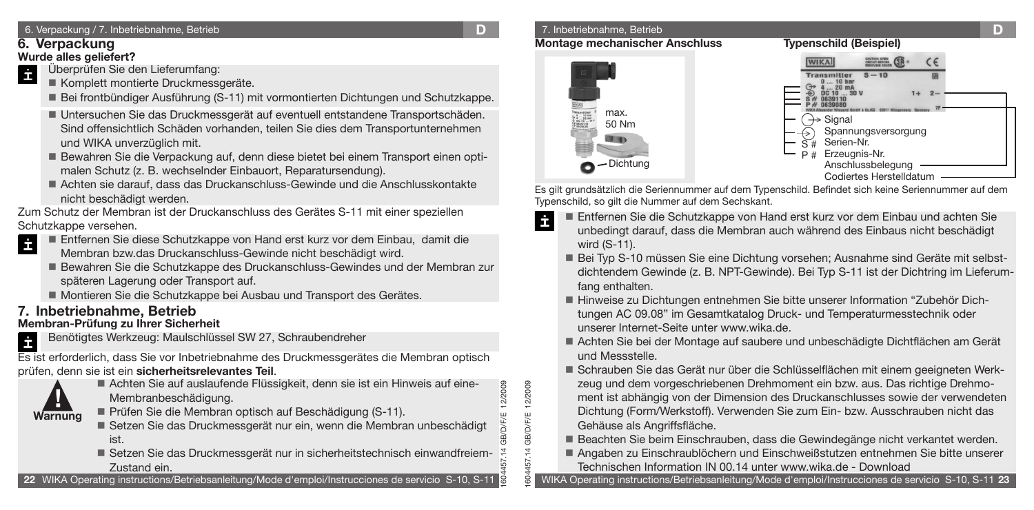## 6. Verpackung

### Wurde alles geliefert?

Überprüfen Sie den Lieferumfang:

- Komplett montierte Druckmessgeräte.
- Bei frontbündiger Ausführung (S-11) mit vormontierten Dichtungen und Schutzkappe.

- Untersuchen Sie das Druckmessgerät auf eventuell entstandene Transportschäden. Sind offensichtlich Schäden vorhanden, teilen Sie dies dem Transportunternehmen und WIKA unverzüglich mit.
- Bewahren Sie die Verpackung auf, denn diese bietet bei einem Transport einen optimalen Schutz (z. B. wechselnder Einbauort, Reparatursendung).
- Achten sie darauf, dass das Druckanschluss-Gewinde und die Anschlusskontakte nicht beschädigt werden.

Zum Schutz der Membran ist der Druckanschluss des Gerätes S-11 mit einer speziellen Schutzkappe versehen.

- Entfernen Sie diese Schutzkappe von Hand erst kurz vor dem Einbau, damit die Membran bzw.das Druckanschluss-Gewinde nicht beschädigt wird.
- Bewahren Sie die Schutzkappe des Druckanschluss-Gewindes und der Membran zur späteren Lagerung oder Transport auf.
- Montieren Sie die Schutzkappe bei Ausbau und Transport des Gerätes.

## 7. Inbetriebnahme, Betrieb

### Membran-Prüfung zu Ihrer Sicherheit

Benötigtes Werkzeug: Maulschlüssel SW 27, Schraubendreher

Es ist erforderlich, dass Sie vor Inbetriebnahme des Druckmessgerätes die Membran optisch prüfen, denn sie ist ein **sicherheitsrelevantes Teil**.

**Warnung**

- Achten Sie auf auslaufende Flüssigkeit, denn sie ist ein Hinweis auf eine- Membranbeschädigung.
- Prüfen Sie die Membran optisch auf Beschädigung (S-11).
- Setzen Sie das Druckmessgerät nur ein, wenn die Membran unbeschädigt ist.
- Setzen Sie das Druckmessgerät nur in sicherheitstechnisch einwandfreiem- Zustand ein.

### Montage mechanischer Anschluss

max. 50 Nm

Dichtung

### Typenschild (Beispiel)

- Signal
- Spannungsversorgung
- S # Serien-Nr.
- P # Erzeugnis-Nr.
- Anschlussbelegung
- Codiertes Herstelldatum

Es gilt grundsätzlich die Seriennummer auf dem Typenschild. Befindet sich keine Seriennummer auf dem Typenschild, so gilt die Nummer auf dem Sechskant.

- Entfernen Sie die Schutzkappe von Hand erst kurz vor dem Einbau und achten Sie unbedingt darauf, dass die Membran auch während des Einbaus nicht beschädigt wird (S-11).
- Bei Typ S-10 müssen Sie eine Dichtung vorsehen; Ausnahme sind Geräte mit selbstdichtendem Gewinde (z. B. NPT-Gewinde). Bei Typ S-11 ist der Dichtring im Lieferumfang enthalten.
- Hinweise zu Dichtungen entnehmen Sie bitte unserer Information "Zubehör Dichtungen AC 09.08" im Gesamtkatalog Druck- und Temperaturmesstechnik oder unserer Internet-Seite unter www.wika.de.
- Achten Sie bei der Montage auf saubere und unbeschädigte Dichtflächen am Gerät und Messstelle.
- Schrauben Sie das Gerät nur über die Schlüsselflächen mit einem geeigneten Werkzeug und dem vorgeschriebenen Drehmoment ein bzw. aus. Das richtige Drehmoment ist abhängig von der Dimension des Druckanschlusses sowie der verwendeten Dichtung (Form/Werkstoff). Verwenden Sie zum Ein- bzw. Ausschrauben nicht das Gehäuse als Angriffsfläche.
- Beachten Sie beim Einschrauben, dass die Gewindegänge nicht verkantet werden.
- Angaben zu Einschraublöchern und Einschweißstutzen entnehmen Sie bitte unserer Technischen Information IN 00.14 unter www.wika.de - Download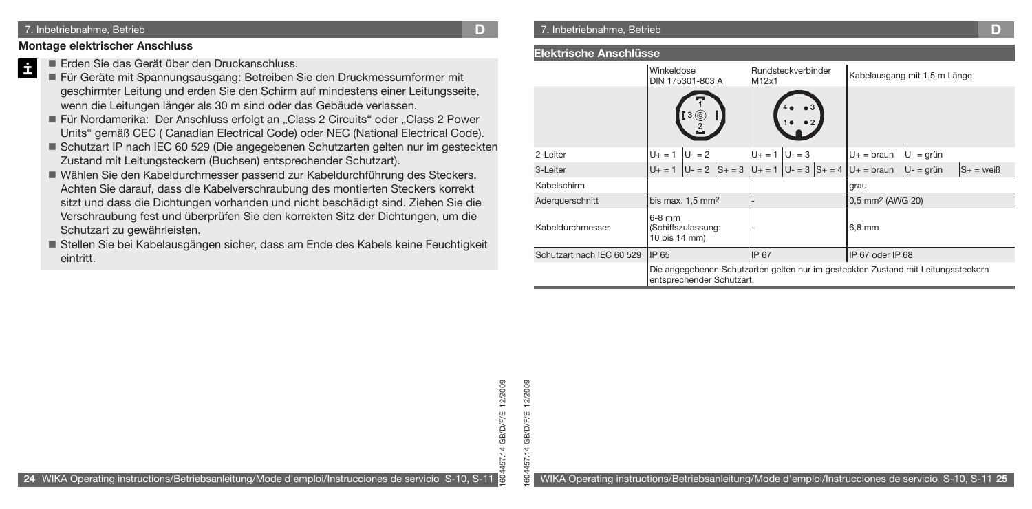## Montage elektrischer Anschluss

- Erden Sie das Gerät über den Druckanschluss.
- Für Geräte mit Spannungsausgang: Betreiben Sie den Druckmessumformer mit geschirmter Leitung und erden Sie den Schirm auf mindestens einer Leitungsseite, wenn die Leitungen länger als 30 m sind oder das Gebäude verlassen.
- Für Nordamerika: Der Anschluss erfolgt an „Class 2 Circuits" oder „Class 2 Power Units" gemäß CEC ( Canadian Electrical Code) oder NEC (National Electrical Code).
- Schutzart IP nach IEC 60 529 (Die angegebenen Schutzarten gelten nur im gesteckten Zustand mit Leitungssteckern (Buchsen) entsprechender Schutzart).
- Wählen Sie den Kabeldurchmesser passend zur Kabeldurchführung des Steckers. Achten Sie darauf, dass die Kabelverschraubung des montierten Steckers korrekt sitzt und dass die Dichtungen vorhanden und nicht beschädigt sind. Ziehen Sie die Verschraubung fest und überprüfen Sie den korrekten Sitz der Dichtungen, um die Schutzart zu gewährleisten.
- Stellen Sie bei Kabelausgängen sicher, dass am Ende des Kabels keine Feuchtigkeit eintritt.

## Elektrische Anschlüsse

| | Winkeldose DIN 175301-803 A | | | Rundsteckverbinder M12x1 | | | Kabelausgang mit 1,5 m Länge | | |
|---|---|---|---|---|---|---|---|---|---|
| 2-Leiter | U+ = 1 | U- = 2 | | U+ = 1 | U- = 3 | | U+ = braun | U- = grün | |
| 3-Leiter | U+ = 1 | U- = 2 | S+ = 3 | U+ = 1 | U- = 3 | S+ = 4 | U+ = braun | U- = grün | S+ = weiß |
| Kabelschirm | | | | | | | grau | | |
| Aderquerschnitt | bis max. 1,5 mm² | | | - | | | 0,5 mm² (AWG 20) | | |
| Kabeldurchmesser | 6-8 mm (Schiffszulassung: 10 bis 14 mm) | | | - | | | 6,8 mm | | |
| Schutzart nach IEC 60 529 | IP 65 | | | IP 67 | | | IP 67 oder IP 68 | | |
| | Die angegebenen Schutzarten gelten nur im gesteckten Zustand mit Leitungssteckern entsprechender Schutzart. | | | | | | | | |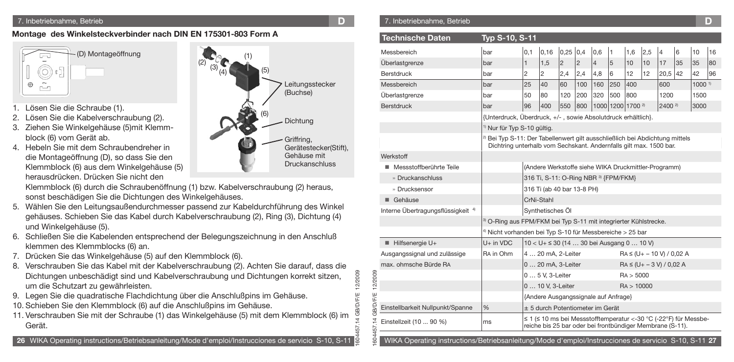## Montage des Winkelsteckverbinder nach DIN EN 175301-803 Form A

(D) Montageöffnung

(1) (2) (3) (4) (5) (6)

Leitungsstecker (Buchse)

Dichtung

Griffring, Gerätestecker(Stift), Gehäuse mit Druckanschluss

1. Lösen Sie die Schraube (1).
2. Lösen Sie die Kabelverschraubung (2).
3. Ziehen Sie Winkelgehäuse (5)mit Klemmblock (6) vom Gerät ab.
4. Hebeln Sie mit dem Schraubendreher in die Montageöffnung (D), so dass Sie den Klemmblock (6) aus dem Winkelgehäuse (5) herausdrücken. Drücken Sie nicht den Klemmblock (6) durch die Schraubenöffnung (1) bzw. Kabelverschraubung (2) heraus, sonst beschädigen Sie die Dichtungen des Winkelgehäuses.
5. Wählen Sie den Leitungsaußendurchmesser passend zur Kabeldurchführung des Winkel gehäuses. Schieben Sie das Kabel durch Kabelverschraubung (2), Ring (3), Dichtung (4) und Winkelgehäuse (5).
6. Schließen Sie die Kabelenden entsprechend der Belegungszeichnung in den Anschluß klemmen des Klemmblocks (6) an.
7. Drücken Sie das Winkelgehäuse (5) auf den Klemmblock (6).
8. Verschrauben Sie das Kabel mit der Kabelverschraubung (2). Achten Sie darauf, dass die Dichtungen unbeschädigt sind und Kabelverschraubung und Dichtungen korrekt sitzen, um die Schutzart zu gewährleisten.
9. Legen Sie die quadratische Flachdichtung über die Anschlußpins im Gehäuse.
10. Schieben Sie den Klemmblock (6) auf die Anschlußpins im Gehäuse.
11. Verschrauben Sie mit der Schraube (1) das Winkelgehäuse (5) mit dem Klemmblock (6) im Gerät.

| Technische Daten | Typ S-10, S-11 | | | | | | | | | | | | |
|---|---|---|---|---|---|---|---|---|---|---|---|---|---|
| Messbereich | bar | 0,1 | 0,16 | 0,25 | 0,4 | 0,6 | 1 | 1,6 | 2,5 | 4 | 6 | 10 | 16 |
| Überlastgrenze | bar | 1 | 1,5 | 2 | 2 | 4 | 5 | 10 | 10 | 17 | 35 | 35 | 80 |
| Berstdruck | bar | 2 | 2 | 2,4 | 2,4 | 4,8 | 6 | 12 | 12 | 20,5 | 42 | 42 | 96 |
| Messbereich | bar | 25 | 40 | 60 | 100 | 160 | 250 | 400 | | 600 | | 1000 [1] | |
| Überlastgrenze | bar | 50 | 80 | 120 | 200 | 320 | 500 | 800 | | 1200 | | 1500 | |
| Berstdruck | bar | 96 | 400 | 550 | 800 | 1000 | 1200 | 1700 [2] | | 2400 [2] | | 3000 | |
| | | {Unterdruck, Überdruck, +/- , sowie Absolutdruck erhältlich}. | | | | | | | | | | | |
| | | [1] Nur für Typ S-10 gültig. | | | | | | | | | | | |
| | | [2] Bei Typ S-11: Der Tabellenwert gilt ausschließlich bei Abdichtung mittels Dichtring unterhalb vom Sechskant. Andernfalls gilt max. 1500 bar. | | | | | | | | | | | |
| Werkstoff | | | | | | | | | | | | | |
| ■ Messstoffberührte Teile | | (Andere Werkstoffe siehe WIKA Druckmittler-Programm) | | | | | | | | | | | |
| » Druckanschluss | | 316 Ti, S-11: O-Ring NBR [3] {FPM/FKM} | | | | | | | | | | | |
| » Drucksensor | | 316 Ti (ab 40 bar 13-8 PH) | | | | | | | | | | | |
| ■ Gehäuse | | CrNi-Stahl | | | | | | | | | | | |
| Interne Übertragungsflüssigkeit [4] | | Synthetisches Öl | | | | | | | | | | | |
| | | [3] O-Ring aus FPM/FKM bei Typ S-11 mit integrierter Kühlstrecke. | | | | | | | | | | | |
| | | [4] Nicht vorhanden bei Typ S-10 für Messbereiche > 25 bar | | | | | | | | | | | |
| ■ Hilfsenergie U+ | U+ in VDC | 10 < U+ ≤ 30 (14 … 30 bei Ausgang 0 … 10 V) | | | | | | | | | | | |
| Ausgangssignal und zulässige | RA in Ohm | 4 … 20 mA, 2-Leiter | | | | | | RA ≤ (U+ – 10 V) / 0,02 A | | | | | |
| max. ohmsche Bürde RA | | 0 … 20 mA, 3-Leiter | | | | | | RA ≤ (U+ – 3 V) / 0,02 A | | | | | |
| | | 0 … 5 V, 3-Leiter | | | | | | RA > 5000 | | | | | |
| | | 0 … 10 V, 3-Leiter | | | | | | RA > 10000 | | | | | |
| | | {Andere Ausgangssignale auf Anfrage} | | | | | | | | | | | |
| Einstellbarkeit Nullpunkt/Spanne | % | ± 5 durch Potentiometer im Gerät | | | | | | | | | | | |
| Einstellzeit (10 ... 90 %) | ms | ≤ 1 (≤ 10 ms bei Messstofftemperatur <-30 °C (-22°F) für Messbereiche bis 25 bar oder bei frontbündiger Membrane (S-11). | | | | | | | | | | | |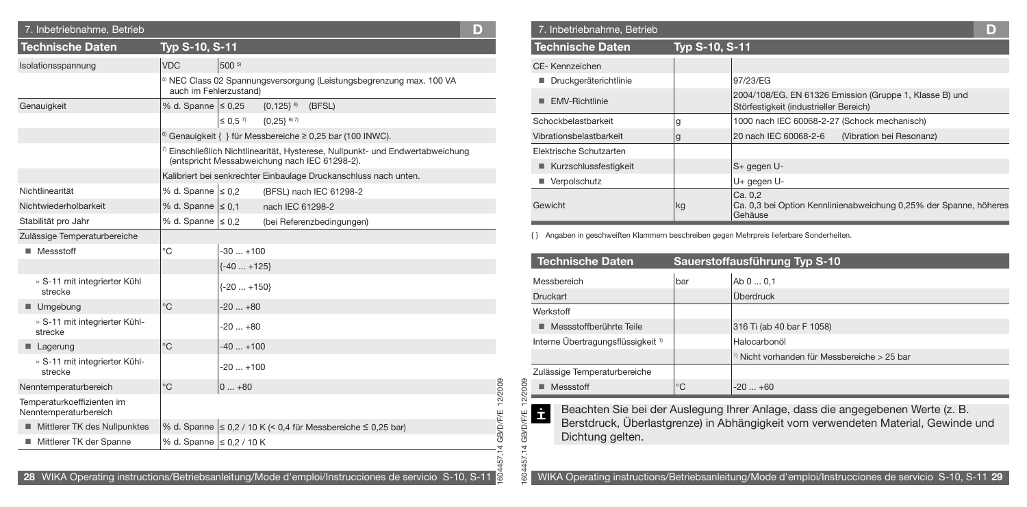## 7. Inbetriebnahme, Betrieb

| Technische Daten | Typ S-10, S-11 | | |
|---|---|---|---|
| Isolationsspannung | VDC | 500 [5] | |
| | [5] NEC Class 02 Spannungsversorgung (Leistungsbegrenzung max. 100 VA auch im Fehlerzustand) | | |
| Genauigkeit | % d. Spanne | ≤ 0,25 | {0,125} [6] (BFSL) |
| | | ≤ 0,5 [7] | {0,25} [6] [7] |
| | [6] Genauigkeit { } für Messbereiche ≥ 0,25 bar (100 INWC). | | |
| | [7] Einschließlich Nichtlinearität, Hysterese, Nullpunkt- und Endwertabweichung (entspricht Messabweichung nach IEC 61298-2). | | |
| | Kalibriert bei senkrechter Einbaulage Druckanschluss nach unten. | | |
| Nichtlinearität | % d. Spanne | ≤ 0,2 | (BFSL) nach IEC 61298-2 |
| Nichtwiederholbarkeit | % d. Spanne | ≤ 0,1 | nach IEC 61298-2 |
| Stabilität pro Jahr | % d. Spanne | ≤ 0,2 | (bei Referenzbedingungen) |
| Zulässige Temperaturbereiche | | | |
| ■ Messstoff | °C | -30 ... +100 | |
| | | {-40 ... +125} | |
| » S-11 mit integrierter Kühlstrecke | | {-20 ... +150} | |
| ■ Umgebung | °C | -20 ... +80 | |
| » S-11 mit integrierter Kühlstrecke | | -20 ... +80 | |
| ■ Lagerung | °C | -40 ... +100 | |
| » S-11 mit integrierter Kühlstrecke | | -20 ... +100 | |
| Nenntemperaturbereich | °C | 0 ... +80 | |
| Temperaturkoeffizienten im Nenntemperaturbereich | | | |
| ■ Mittlerer TK des Nullpunktes | % d. Spanne | ≤ 0,2 / 10 K (< 0,4 für Messbereiche ≤ 0,25 bar) | |
| ■ Mittlerer TK der Spanne | % d. Spanne | ≤ 0,2 / 10 K | |

## 7. Inbetriebnahme, Betrieb

| Technische Daten | Typ S-10, S-11 | |
|---|---|---|
| CE- Kennzeichen | | |
| ■ Druckgeräterichtlinie | | 97/23/EG |
| ■ EMV-Richtlinie | | 2004/108/EG, EN 61326 Emission (Gruppe 1, Klasse B) und Störfestigkeit (industrieller Bereich) |
| Schockbelastbarkeit | g | 1000 nach IEC 60068-2-27 (Schock mechanisch) |
| Vibrationsbelastbarkeit | g | 20 nach IEC 60068-2-6 (Vibration bei Resonanz) |
| Elektrische Schutzarten | | |
| ■ Kurzschlussfestigkeit | | S+ gegen U- |
| ■ Verpolschutz | | U+ gegen U- |
| Gewicht | kg | Ca. 0,2<br>Ca. 0,3 bei Option Kennlinienabweichung 0,25% der Spanne, höheres Gehäuse |

{ } Angaben in geschweiften Klammern beschreiben gegen Mehrpreis lieferbare Sonderheiten.

| Technische Daten | Sauerstoffausführung Typ S-10 | |
|---|---|---|
| Messbereich | bar | Ab 0 ... 0,1 |
| Druckart | | Überdruck |
| Werkstoff | | |
| ■ Messstoffberührte Teile | | 316 Ti (ab 40 bar F 1058) |
| Interne Übertragungsflüssigkeit [1] | | Halocarbonöl |
| | | [1] Nicht vorhanden für Messbereiche > 25 bar |
| Zulässige Temperaturbereiche | | |
| ■ Messstoff | °C | -20 ... +60 |

Beachten Sie bei der Auslegung Ihrer Anlage, dass die angegebenen Werte (z. B. Berstdruck, Überlastgrenze) in Abhängigkeit vom verwendeten Material, Gewinde und Dichtung gelten.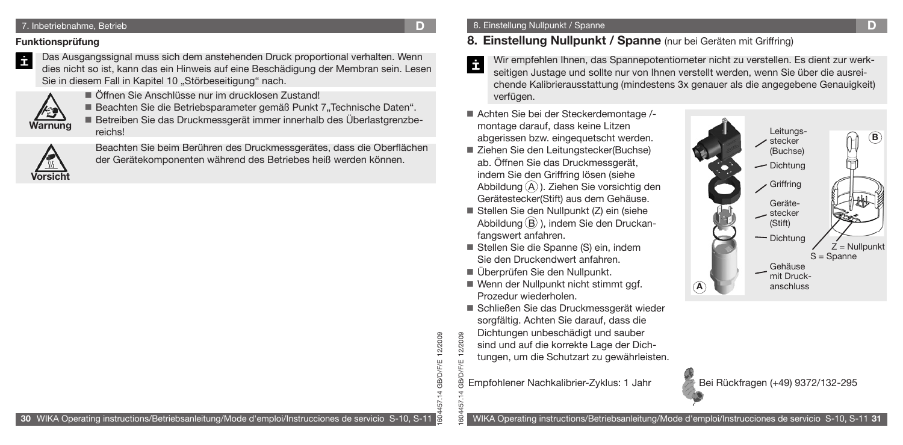**Funktionsprüfung**

Das Ausgangssignal muss sich dem anstehenden Druck proportional verhalten. Wenn dies nicht so ist, kann das ein Hinweis auf eine Beschädigung der Membran sein. Lesen Sie in diesem Fall in Kapitel 10 „Störbeseitigung" nach.

**Warnung**

- Öffnen Sie Anschlüsse nur im drucklosen Zustand!
- Beachten Sie die Betriebsparameter gemäß Punkt 7„Technische Daten".
- Betreiben Sie das Druckmessgerät immer innerhalb des Überlastgrenzbereichs!

**Vorsicht**

Beachten Sie beim Berühren des Druckmessgerätes, dass die Oberflächen der Gerätekomponenten während des Betriebes heiß werden können.

## 8. Einstellung Nullpunkt / Spanne (nur bei Geräten mit Griffring)

Wir empfehlen Ihnen, das Spannepotentiometer nicht zu verstellen. Es dient zur werkseitigen Justage und sollte nur von Ihnen verstellt werden, wenn Sie über die ausreichende Kalibrierausstattung (mindestens 3x genauer als die angegebene Genauigkeit) verfügen.

- Achten Sie bei der Steckerdemontage / -montage darauf, dass keine Litzen abgerissen bzw. eingequetscht werden.
- Ziehen Sie den Leitungsstecker(Buchse) ab. Öffnen Sie das Druckmessgerät, indem Sie den Griffring lösen (siehe Abbildung (A)). Ziehen Sie vorsichtig den Gerätestecker(Stift) aus dem Gehäuse.
- Stellen Sie den Nullpunkt (Z) ein (siehe Abbildung (B)), indem Sie den Druckanfangswert anfahren.
- Stellen Sie die Spanne (S) ein, indem Sie den Druckendwert anfahren.
- Überprüfen Sie den Nullpunkt.
- Wenn der Nullpunkt nicht stimmt ggf. Prozedur wiederholen.
- Schließen Sie das Druckmessgerät wieder sorgfältig. Achten Sie darauf, dass die Dichtungen unbeschädigt und sauber sind und auf die korrekte Lage der Dichtungen, um die Schutzart zu gewährleisten.

Leitungsstecker (Buchse) — Dichtung — Griffring — Gerätestecker (Stift) — Dichtung — Gehäuse mit Druckanschluss (A)

(B) Z = Nullpunkt, S = Spanne

Empfohlener Nachkalibrier-Zyklus: 1 Jahr

Bei Rückfragen (+49) 9372/132-295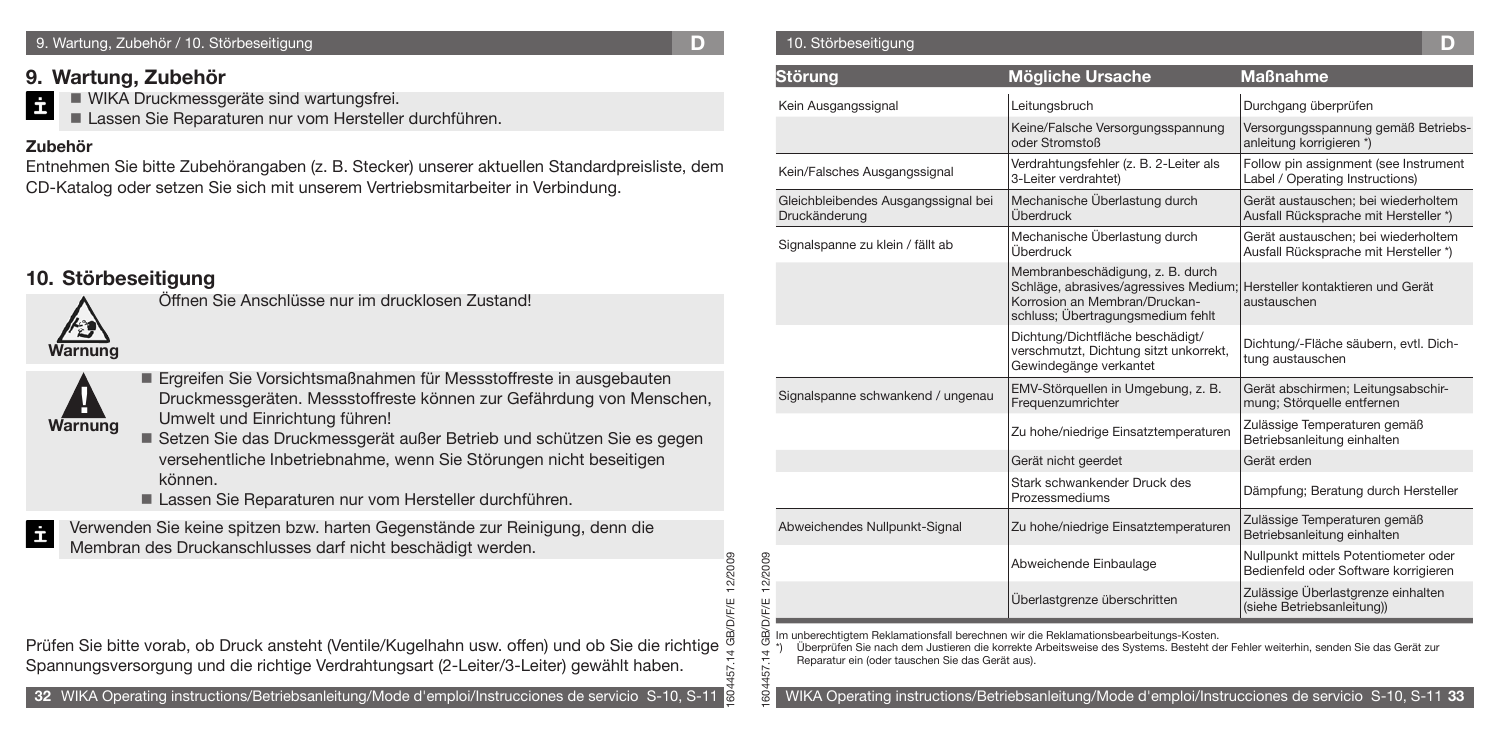## 9. Wartung, Zubehör

- WIKA Druckmessgeräte sind wartungsfrei.
- Lassen Sie Reparaturen nur vom Hersteller durchführen.

**Zubehör**

Entnehmen Sie bitte Zubehörangaben (z. B. Stecker) unserer aktuellen Standardpreisliste, dem CD-Katalog oder setzen Sie sich mit unserem Vertriebsmitarbeiter in Verbindung.

## 10. Störbeseitigung

**Warnung**

Öffnen Sie Anschlüsse nur im drucklosen Zustand!

**Warnung**

- Ergreifen Sie Vorsichtsmaßnahmen für Messstoffreste in ausgebauten Druckmessgeräten. Messstoffreste können zur Gefährdung von Menschen, Umwelt und Einrichtung führen!
- Setzen Sie das Druckmessgerät außer Betrieb und schützen Sie es gegen versehentliche Inbetriebnahme, wenn Sie Störungen nicht beseitigen können.
- Lassen Sie Reparaturen nur vom Hersteller durchführen.

Verwenden Sie keine spitzen bzw. harten Gegenstände zur Reinigung, denn die Membran des Druckanschlusses darf nicht beschädigt werden.

Prüfen Sie bitte vorab, ob Druck ansteht (Ventile/Kugelhahn usw. offen) und ob Sie die richtige Spannungsversorgung und die richtige Verdrahtungsart (2-Leiter/3-Leiter) gewählt haben.

| Störung | Mögliche Ursache | Maßnahme |
| --- | --- | --- |
| Kein Ausgangssignal | Leitungsbruch | Durchgang überprüfen |
| | Keine/Falsche Versorgungsspannung oder Stromstoß | Versorgungsspannung gemäß Betriebsanleitung korrigieren *) |
| Kein/Falsches Ausgangssignal | Verdrahtungsfehler (z. B. 2-Leiter als 3-Leiter verdrahtet) | Follow pin assignment (see Instrument Label / Operating Instructions) |
| Gleichbleibendes Ausgangssignal bei Druckänderung | Mechanische Überlastung durch Überdruck | Gerät austauschen; bei wiederholtem Ausfall Rücksprache mit Hersteller *) |
| Signalspanne zu klein / fällt ab | Mechanische Überlastung durch Überdruck | Gerät austauschen; bei wiederholtem Ausfall Rücksprache mit Hersteller *) |
| | Membranbeschädigung, z. B. durch Schläge, abrasives/agressives Medium; Korrosion an Membran/Druckanschluss; Übertragungsmedium fehlt | Hersteller kontaktieren und Gerät austauschen |
| | Dichtung/Dichtfläche beschädigt/verschmutzt, Dichtung sitzt unkorrekt, Gewindegänge verkantet | Dichtung/-Fläche säubern, evtl. Dichtung austauschen |
| Signalspanne schwankend / ungenau | EMV-Störquellen in Umgebung, z. B. Frequenzumrichter | Gerät abschirmen; Leitungsabschirmung; Störquelle entfernen |
| | Zu hohe/niedrige Einsatztemperaturen | Zulässige Temperaturen gemäß Betriebsanleitung einhalten |
| | Gerät nicht geerdet | Gerät erden |
| | Stark schwankender Druck des Prozessmediums | Dämpfung; Beratung durch Hersteller |
| Abweichendes Nullpunkt-Signal | Zu hohe/niedrige Einsatztemperaturen | Zulässige Temperaturen gemäß Betriebsanleitung einhalten |
| | Abweichende Einbaulage | Nullpunkt mittels Potentiometer oder Bedienfeld oder Software korrigieren |
| | Überlastgrenze überschritten | Zulässige Überlastgrenze einhalten (siehe Betriebsanleitung)) |

Im unberechtigtem Reklamationsfall berechnen wir die Reklamationsbearbeitungs-Kosten.

*) Überprüfen Sie nach dem Justieren die korrekte Arbeitsweise des Systems. Besteht der Fehler weiterhin, senden Sie das Gerät zur Reparatur ein (oder tauschen Sie das Gerät aus).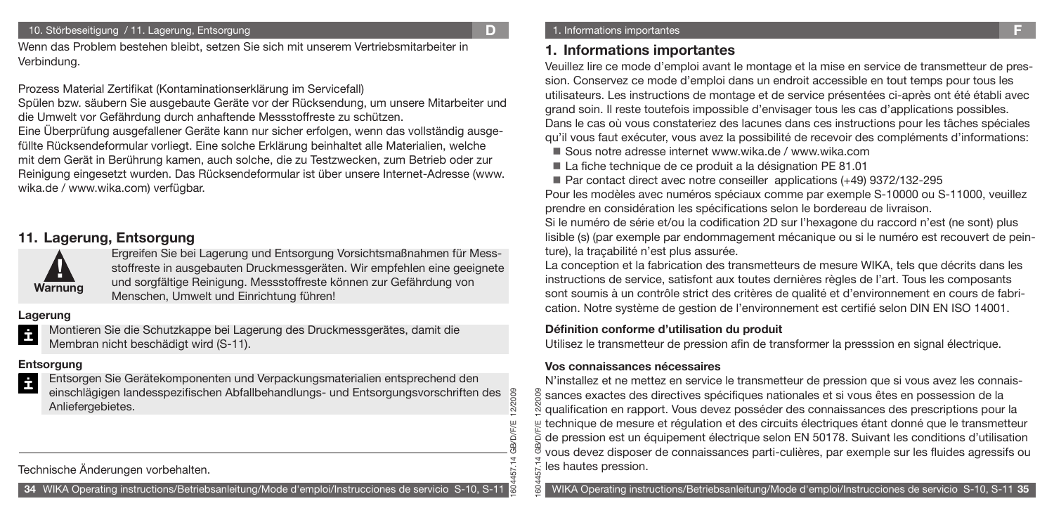Wenn das Problem bestehen bleibt, setzen Sie sich mit unserem Vertriebsmitarbeiter in Verbindung.

Prozess Material Zertifikat (Kontaminationserklärung im Servicefall)

Spülen bzw. säubern Sie ausgebaute Geräte vor der Rücksendung, um unsere Mitarbeiter und die Umwelt vor Gefährdung durch anhaftende Messstoffreste zu schützen.

Eine Überprüfung ausgefallener Geräte kann nur sicher erfolgen, wenn das vollständig ausgefüllte Rücksendeformular vorliegt. Eine solche Erklärung beinhaltet alle Materialien, welche mit dem Gerät in Berührung kamen, auch solche, die zu Testzwecken, zum Betrieb oder zur Reinigung eingesetzt wurden. Das Rücksendeformular ist über unsere Internet-Adresse (www.wika.de / www.wika.com) verfügbar.

## 11. Lagerung, Entsorgung

**Warnung**

Ergreifen Sie bei Lagerung und Entsorgung Vorsichtsmaßnahmen für Messstoffreste in ausgebauten Druckmessgeräten. Wir empfehlen eine geeignete und sorgfältige Reinigung. Messstoffreste können zur Gefährdung von Menschen, Umwelt und Einrichtung führen!

**Lagerung**

Montieren Sie die Schutzkappe bei Lagerung des Druckmessgerätes, damit die Membran nicht beschädigt wird (S-11).

**Entsorgung**

Entsorgen Sie Gerätekomponenten und Verpackungsmaterialien entsprechend den einschlägigen landesspezifischen Abfallbehandlungs- und Entsorgungsvorschriften des Anliefergebietes.

Technische Änderungen vorbehalten.

## 1. Informations importantes

Veuillez lire ce mode d'emploi avant le montage et la mise en service de transmetteur de pression. Conservez ce mode d'emploi dans un endroit accessible en tout temps pour tous les utilisateurs. Les instructions de montage et de service présentées ci-après ont été établi avec grand soin. Il reste toutefois impossible d'envisager tous les cas d'applications possibles. Dans le cas où vous constateriez des lacunes dans ces instructions pour les tâches spéciales qu'il vous faut exécuter, vous avez la possibilité de recevoir des compléments d'informations:

- Sous notre adresse internet www.wika.de / www.wika.com
- La fiche technique de ce produit a la désignation PE 81.01
- Par contact direct avec notre conseiller applications (+49) 9372/132-295

Pour les modèles avec numéros spéciaux comme par exemple S-10000 ou S-11000, veuillez prendre en considération les spécifications selon le bordereau de livraison.

Si le numéro de série et/ou la codification 2D sur l'hexagone du raccord n'est (ne sont) plus lisible (s) (par exemple par endommagement mécanique ou si le numéro est recouvert de peinture), la traçabilité n'est plus assurée.

La conception et la fabrication des transmetteurs de mesure WIKA, tels que décrits dans les instructions de service, satisfont aux toutes dernières règles de l'art. Tous les composants sont soumis à un contrôle strict des critères de qualité et d'environnement en cours de fabrication. Notre système de gestion de l'environnement est certifié selon DIN EN ISO 14001.

**Définition conforme d'utilisation du produit**

Utilisez le transmetteur de pression afin de transformer la presssion en signal électrique.

**Vos connaissances nécessaires**

N'installez et ne mettez en service le transmetteur de pression que si vous avez les connaissances exactes des directives spécifiques nationales et si vous êtes en possession de la qualification en rapport. Vous devez posséder des connaissances des prescriptions pour la technique de mesure et régulation et des circuits électriques étant donné que le transmetteur de pression est un équipement électrique selon EN 50178. Suivant les conditions d'utilisation vous devez disposer de connaissances parti-culières, par exemple sur les fluides agressifs ou les hautes pression.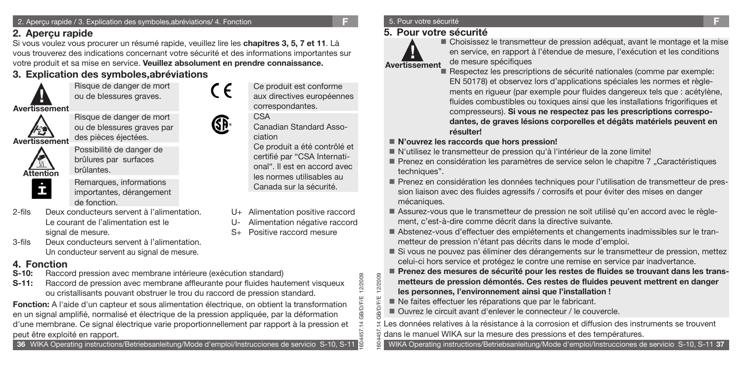## 2. Aperçu rapide

Si vous voulez vous procurer un résumé rapide, veuillez lire les **chapitres 3, 5, 7 et 11**. Là vous trouverez des indications concernant votre sécurité et des informations importantes sur votre produit et sa mise en service. **Veuillez absolument en prendre connaissance.**

## 3. Explication des symboles,abréviations

**Avertissement** — Risque de danger de mort ou de blessures graves.

**Avertissement** — Risque de danger de mort ou de blessures graves par des pièces éjectées.

**Attention** — Possibilité de danger de brûlures par surfaces brûlantes.

**i** — Remarques, informations importantes, dérangement de fonction.

CE — Ce produit est conforme aux directives européennes correspondantes.

CSA — Canadian Standard Association. Ce produit a été contrôlé et certifié par "CSA International". Il est en accord avec les normes utilisables au Canada sur la sécurité.

2-fils — Deux conducteurs servent à l'alimentation. Le courant de l'alimentation est le signal de mesure.

3-fils — Deux conducteurs servent à l'alimentation. Un conducteur servent au signal de mesure.

U+ Alimentation positive raccord
U- Alimentation négative raccord
S+ Positive raccord mesure

## 4. Fonction

**S-10:** Raccord pression avec membrane intérieure (exécution standard)

**S-11:** Raccord de pression avec membrane affleurante pour fluides hautement visqueux ou cristallisants pouvant obstruer le trou du raccord de pression standard.

**Fonction:** A l'aide d'un capteur et sous alimentation électrique, on obtient la transformation en un signal amplifié, normalisé et électrique de la pression appliquée, par la déformation d'une membrane. Ce signal électrique varie proportionnellement par rapport à la pression et peut être exploité en rapport.

## 5. Pour votre sécurité

**Avertissement**

- Choisissez le transmetteur de pression adéquat, avant le montage et la mise en service, en rapport à l'étendue de mesure, l'exécution et les conditions de mesure spécifiques
- Respectez les prescriptions de sécurité nationales (comme par exemple: EN 50178) et observez lors d'applications spéciales les normes et règlements en rigueur (par exemple pour fluides dangereux tels que : acétylène, fluides combustibles ou toxiques ainsi que les installations frigorifiques et compresseurs). **Si vous ne respectez pas les prescriptions correspodantes, de graves lésions corporelles et dégâts matériels peuvent en résulter!**
- **N'ouvrez les raccords que hors pression!**
- N'utilisez le transmetteur de pression qu'à l'intérieur de la zone limite!
- Prenez en considération les paramètres de service selon le chapitre 7 „Caractéristiques techniques".
- Prenez en considération les données techniques pour l'utilisation de transmetteur de pression liaison avec des fluides agressifs / corrosifs et pour éviter des mises en danger mécaniques.
- Assurez-vous que le transmetteur de pression ne soit utilisé qu'en accord avec le règlement, c'est-à-dire comme décrit dans la directive suivante.
- Abstenez-vous d'effectuer des empiétements et changements inadmissibles sur le transmetteur de pression n'étant pas décrits dans le mode d'emploi.
- Si vous ne pouvez pas éliminer des dérangements sur le transmetteur de pression, mettez celui-ci hors service et protégez le contre une remise en service par inadvertance.
- **Prenez des mesures de sécurité pour les restes de fluides se trouvant dans les transmetteurs de pression démontés. Ces restes de fluides peuvent mettrent en danger les personnes, l'environnement ainsi que l'installation !**
- Ne faites effectuer les réparations que par le fabricant.
- Ouvrez le circuit avant d'enlever le connecteur / le couvercle.

Les données relatives à la résistance à la corrosion et diffusion des instruments se trouvent dans le manuel WIKA sur la mesure des pressions et des températures.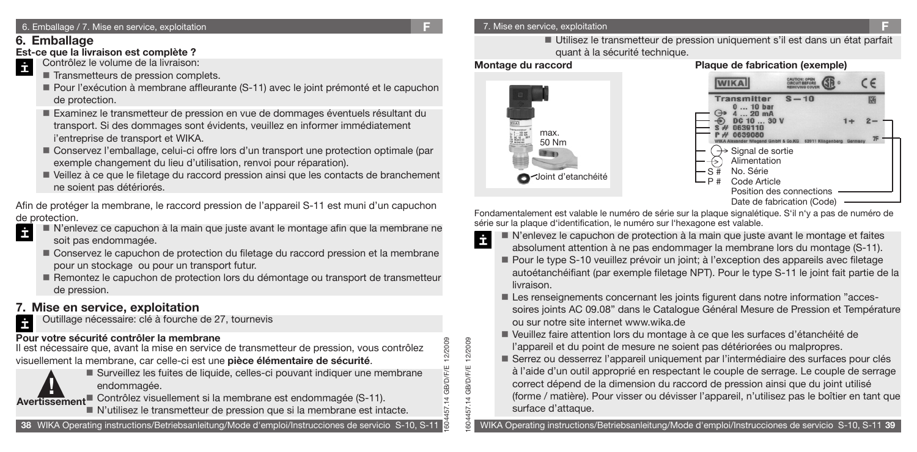## 6. Emballage

### Est-ce que la livraison est complète ?

Contrôlez le volume de la livraison:

- Transmetteurs de pression complets.
- Pour l'exécution à membrane affleurante (S-11) avec le joint prémonté et le capuchon de protection.
- Examinez le transmetteur de pression en vue de dommages éventuels résultant du transport. Si des dommages sont évidents, veuillez en informer immédiatement l'entreprise de transport et WIKA.
- Conservez l'emballage, celui-ci offre lors d'un transport une protection optimale (par exemple changement du lieu d'utilisation, renvoi pour réparation).
- Veillez à ce que le filetage du raccord pression ainsi que les contacts de branchement ne soient pas détériorés.

Afin de protéger la membrane, le raccord pression de l'appareil S-11 est muni d'un capuchon de protection.

- N'enlevez ce capuchon à la main que juste avant le montage afin que la membrane ne soit pas endommagée.
- Conservez le capuchon de protection du filetage du raccord pression et la membrane pour un stockage ou pour un transport futur.
- Remontez le capuchon de protection lors du démontage ou transport de transmetteur de pression.

## 7. Mise en service, exploitation

Outillage nécessaire: clé à fourche de 27, tournevis

### Pour votre sécurité contrôler la membrane

Il est nécessaire que, avant la mise en service de transmetteur de pression, vous contrôlez visuellement la membrane, car celle-ci est une **pièce élémentaire de sécurité**.

**Avertissement**

- Surveillez les fuites de liquide, celles-ci pouvant indiquer une membrane endommagée.
- Contrôlez visuellement si la membrane est endommagée (S-11).
- N'utilisez le transmetteur de pression que si la membrane est intacte.
- Utilisez le transmetteur de pression uniquement s'il est dans un état parfait quant à la sécurité technique.

### Montage du raccord

max. 50 Nm

Joint d'etanchéité

### Plaque de fabrication (exemple)

- Signal de sortie
- Alimentation
- S # No. Série
- P # Code Article
- Position des connections
- Date de fabrication (Code)

Fondamentalement est valable le numéro de série sur la plaque signalétique. S'il n'y a pas de numéro de série sur la plaque d'identification, le numéro sur l'hexagone est valable.

- N'enlevez le capuchon de protection à la main que juste avant le montage et faites absolument attention à ne pas endommager la membrane lors du montage (S-11).
- Pour le type S-10 veuillez prévoir un joint; à l'exception des appareils avec filetage autoétanchéifiant (par exemple filetage NPT). Pour le type S-11 le joint fait partie de la livraison.
- Les renseignements concernant les joints figurent dans notre information "accessoires joints AC 09.08" dans le Catalogue Général Mesure de Pression et Température ou sur notre site internet www.wika.de
- Veuillez faire attention lors du montage à ce que les surfaces d'étanchéité de l'appareil et du point de mesure ne soient pas détériorées ou malpropres.
- Serrez ou desserrez l'appareil uniquement par l'intermédiaire des surfaces pour clés à l'aide d'un outil approprié en respectant le couple de serrage. Le couple de serrage correct dépend de la dimension du raccord de pression ainsi que du joint utilisé (forme / matière). Pour visser ou dévisser l'appareil, n'utilisez pas le boîtier en tant que surface d'attaque.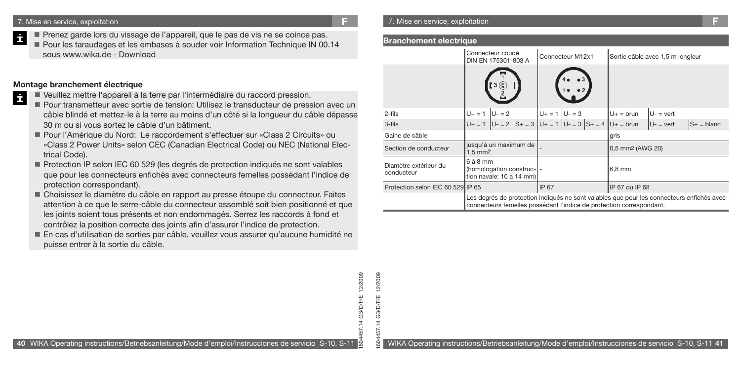- Prenez garde lors du vissage de l'appareil, que le pas de vis ne se coince pas.
- Pour les taraudages et les embases à souder voir Information Technique IN 00.14 sous www.wika.de - Download

### Montage branchement électrique

- Veuillez mettre l'appareil à la terre par l'intermédiaire du raccord pression.
- Pour transmetteur avec sortie de tension: Utilisez le transducteur de pression avec un câble blindé et mettez-le à la terre au moins d'un côté si la longueur du câble dépasse 30 m ou si vous sortez le câble d'un bâtiment.
- Pour l'Amérique du Nord: Le raccordement s'effectuer sur «Class 2 Circuits» ou «Class 2 Power Units» selon CEC (Canadian Electrical Code) ou NEC (National Electrical Code).
- Protection IP selon IEC 60 529 (les degrés de protection indiqués ne sont valables que pour les connecteurs enfichés avec connecteurs femelles possédant l'indice de protection correspondant).
- Choisissez le diamètre du câble en rapport au presse étoupe du connecteur. Faites attention à ce que le serre-câble du connecteur assemblé soit bien positionné et que les joints soient tous présents et non endommagés. Serrez les raccords à fond et contrôlez la position correcte des joints afin d'assurer l'indice de protection.
- En cas d'utilisation de sorties par câble, veuillez vous assurer qu'aucune humidité ne puisse entrer à la sortie du câble.

### Branchement electrique

| | Connecteur coudé DIN EN 175301-803 A | | | Connecteur M12x1 | | | Sortie câble avec 1,5 m longleur | | |
|---|---|---|---|---|---|---|---|---|---|
| 2-fils | U+ = 1 | U- = 2 | | U+ = 1 | U- = 3 | | U+ = brun | U- = vert | |
| 3-fils | U+ = 1 | U- = 2 | S+ = 3 | U+ = 1 | U- = 3 | S+ = 4 | U+ = brun | U- = vert | S+ = blanc |
| Gaine de câble | | | | | | | gris | | |
| Section de conducteur | jusqu'à un maximum de 1,5 mm² | | | - | | | 0,5 mm² (AWG 20) | | |
| Diamètre extérieur du conducteur | 6 à 8 mm (homologation construction navale: 10 à 14 mm) | | | - | | | 6,8 mm | | |
| Protection selon IEC 60 529 | IP 65 | | | IP 67 | | | IP 67 ou IP 68 | | |
| | Les degrés de protection indiqués ne sont valables que pour les connecteurs enfichés avec connecteurs femelles possédant l'indice de protection correspondant. | | | | | | | | |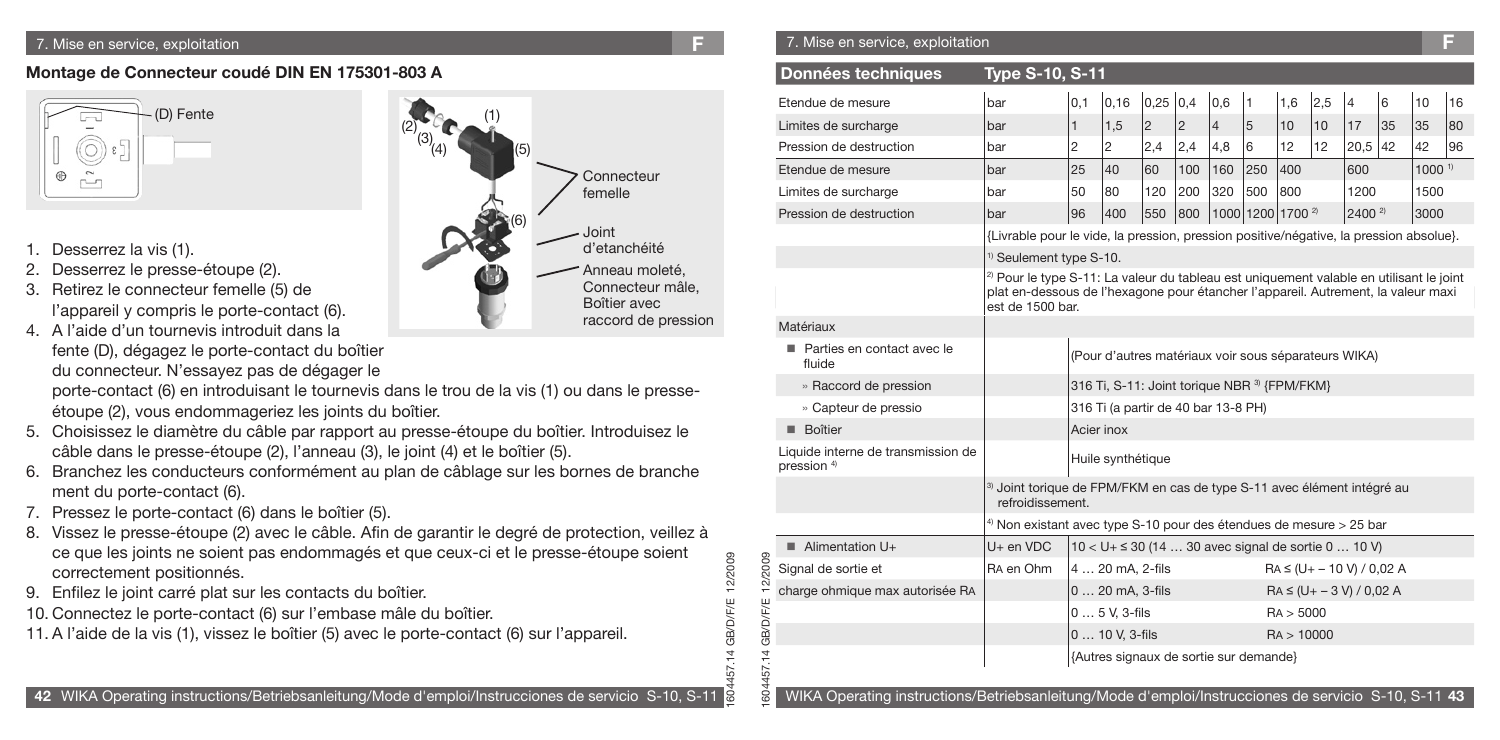## Montage de Connecteur coudé DIN EN 175301-803 A

(D) Fente

(1)
(2)
(3)
(4)
(5)
(6)

Connecteur femelle

Joint d'etanchéité

Anneau moleté, Connecteur mâle, Boîtier avec raccord de pression

1. Desserrez la vis (1).
2. Desserrez le presse-étoupe (2).
3. Retirez le connecteur femelle (5) de l'appareil y compris le porte-contact (6).
4. A l'aide d'un tournevis introduit dans la fente (D), dégagez le porte-contact du boîtier du connecteur. N'essayez pas de dégager le porte-contact (6) en introduisant le tournevis dans le trou de la vis (1) ou dans le presse-étoupe (2), vous endommageriez les joints du boîtier.
5. Choisissez le diamètre du câble par rapport au presse-étoupe du boîtier. Introduisez le câble dans le presse-étoupe (2), l'anneau (3), le joint (4) et le boîtier (5).
6. Branchez les conducteurs conformément au plan de câblage sur les bornes de branche ment du porte-contact (6).
7. Pressez le porte-contact (6) dans le boîtier (5).
8. Vissez le presse-étoupe (2) avec le câble. Afin de garantir le degré de protection, veillez à ce que les joints ne soient pas endommagés et que ceux-ci et le presse-étoupe soient correctement positionnés.
9. Enfilez le joint carré plat sur les contacts du boîtier.
10. Connectez le porte-contact (6) sur l'embase mâle du boîtier.
11. A l'aide de la vis (1), vissez le boîtier (5) avec le porte-contact (6) sur l'appareil.

| Données techniques | Type S-10, S-11 | | | | | | | | | | | | |
|---|---|---|---|---|---|---|---|---|---|---|---|---|---|
| Etendue de mesure | bar | 0,1 | 0,16 | 0,25 | 0,4 | 0,6 | 1 | 1,6 | 2,5 | 4 | 6 | 10 | 16 |
| Limites de surcharge | bar | 1 | 1,5 | 2 | 2 | 4 | 5 | 10 | 10 | 17 | 35 | 35 | 80 |
| Pression de destruction | bar | 2 | 2 | 2,4 | 2,4 | 4,8 | 6 | 12 | 12 | 20,5 | 42 | 42 | 96 |
| Etendue de mesure | bar | 25 | 40 | 60 | 100 | 160 | 250 | 400 | | 600 | | 1000 [1] | |
| Limites de surcharge | bar | 50 | 80 | 120 | 200 | 320 | 500 | 800 | | 1200 | | 1500 | |
| Pression de destruction | bar | 96 | 400 | 550 | 800 | 1000 | 1200 | 1700 [2] | | 2400 [2] | | 3000 | |
| | {Livrable pour le vide, la pression, pression positive/négative, la pression absolue}. | | | | | | | | | | | | |
| | [1] Seulement type S-10. | | | | | | | | | | | | |
| | [2] Pour le type S-11: La valeur du tableau est uniquement valable en utilisant le joint plat en-dessous de l'hexagone pour étancher l'appareil. Autrement, la valeur maxi est de 1500 bar. | | | | | | | | | | | | |
| Matériaux | | | | | | | | | | | | | |
| ■ Parties en contact avec le fluide | | (Pour d'autres matériaux voir sous séparateurs WIKA) | | | | | | | | | | | |
| » Raccord de pression | | 316 Ti, S-11: Joint torique NBR [3] {FPM/FKM} | | | | | | | | | | | |
| » Capteur de pressio | | 316 Ti (a partir de 40 bar 13-8 PH) | | | | | | | | | | | |
| ■ Boîtier | | Acier inox | | | | | | | | | | | |
| Liquide interne de transmission de pression [4] | | Huile synthétique | | | | | | | | | | | |
| | [3] Joint torique de FPM/FKM en cas de type S-11 avec élément intégré au refroidissement. | | | | | | | | | | | | |
| | [4] Non existant avec type S-10 pour des étendues de mesure > 25 bar | | | | | | | | | | | | |
| ■ Alimentation U+ | U+ en VDC | 10 < U+ ≤ 30 (14 … 30 avec signal de sortie 0 … 10 V) | | | | | | | | | | | |
| Signal de sortie et | RA en Ohm | 4 … 20 mA, 2-fils | | | | | | RA ≤ (U+ – 10 V) / 0,02 A | | | | | |
| charge ohmique max autorisée RA | | 0 … 20 mA, 3-fils | | | | | | RA ≤ (U+ – 3 V) / 0,02 A | | | | | |
| | | 0 … 5 V, 3-fils | | | | | | RA > 5000 | | | | | |
| | | 0 … 10 V, 3-fils | | | | | | RA > 10000 | | | | | |
| | | {Autres signaux de sortie sur demande} | | | | | | | | | | | |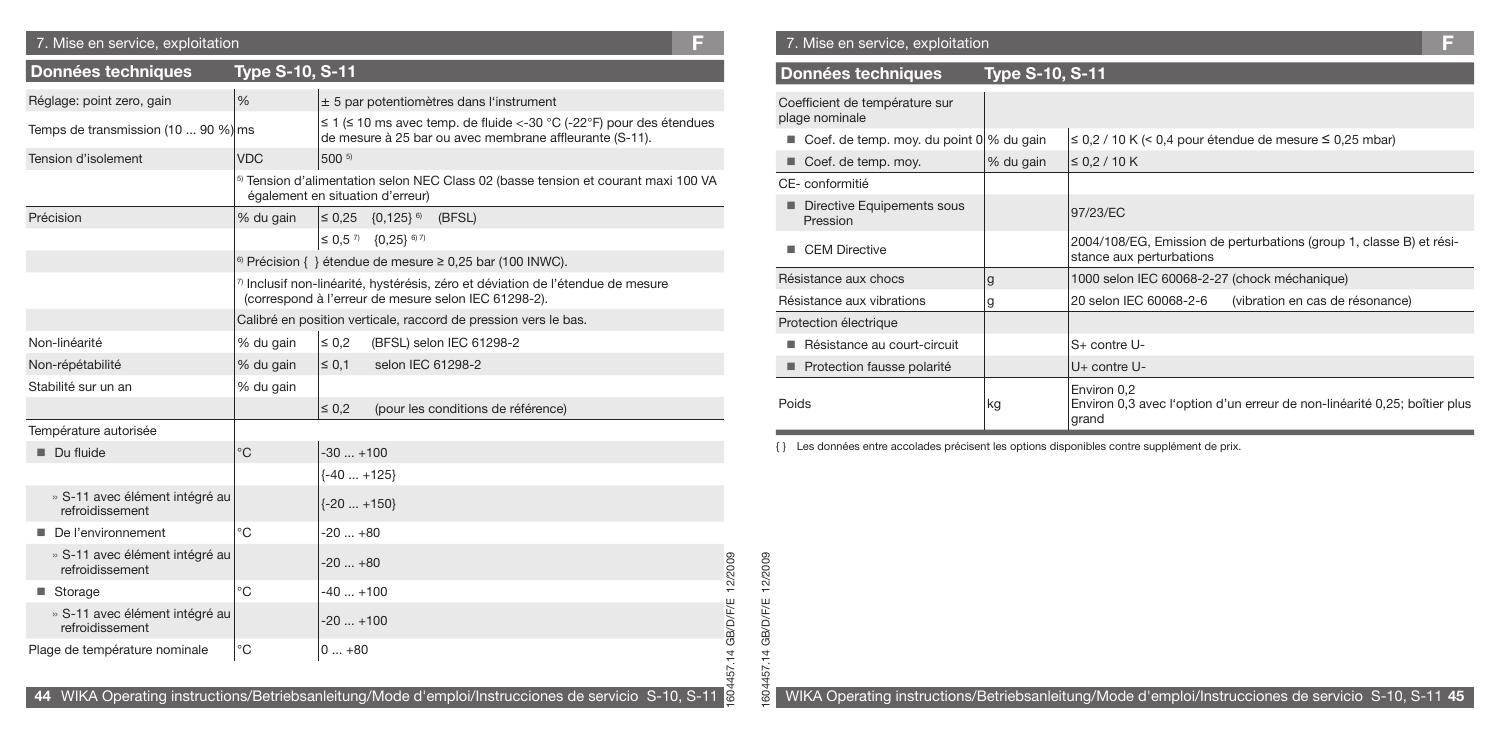## 7. Mise en service, exploitation

| Données techniques | Type S-10, S-11 | |
|---|---|---|
| Réglage: point zero, gain | % | ± 5 par potentiomètres dans l'instrument |
| Temps de transmission (10 ... 90 %) | ms | ≤ 1 (≤ 10 ms avec temp. de fluide <-30 °C (-22°F) pour des étendues de mesure à 25 bar ou avec membrane affleurante (S-11). |
| Tension d'isolement | VDC | 500 [5] |
| | [5] Tension d'alimentation selon NEC Class 02 (basse tension et courant maxi 100 VA également en situation d'erreur) | |
| Précision | % du gain | ≤ 0,25 {0,125} [6] (BFSL) |
| | | ≤ 0,5 [7] {0,25} [6] [7] |
| | [6] Précision { } étendue de mesure ≥ 0,25 bar (100 INWC). | |
| | [7] Inclusif non-linéarité, hystérésis, zéro et déviation de l'étendue de mesure (correspond à l'erreur de mesure selon IEC 61298-2). | |
| | Calibré en position verticale, raccord de pression vers le bas. | |
| Non-linéarité | % du gain | ≤ 0,2 (BFSL) selon IEC 61298-2 |
| Non-répétabilité | % du gain | ≤ 0,1 selon IEC 61298-2 |
| Stabilité sur un an | % du gain | |
| | | ≤ 0,2 (pour les conditions de référence) |
| Température autorisée | | |
| ■ Du fluide | °C | -30 ... +100 |
| | | {-40 ... +125} |
| » S-11 avec élément intégré au refroidissement | | {-20 ... +150} |
| ■ De l'environnement | °C | -20 ... +80 |
| » S-11 avec élément intégré au refroidissement | | -20 ... +80 |
| ■ Storage | °C | -40 ... +100 |
| » S-11 avec élément intégré au refroidissement | | -20 ... +100 |
| Plage de température nominale | °C | 0 ... +80 |

## 7. Mise en service, exploitation

| Données techniques | Type S-10, S-11 | |
|---|---|---|
| Coefficient de température sur plage nominale | | |
| ■ Coef. de temp. moy. du point 0 | % du gain | ≤ 0,2 / 10 K (< 0,4 pour étendue de mesure ≤ 0,25 mbar) |
| ■ Coef. de temp. moy. | % du gain | ≤ 0,2 / 10 K |
| CE- conformitié | | |
| ■ Directive Equipements sous Pression | | 97/23/EC |
| ■ CEM Directive | | 2004/108/EG, Emission de perturbations (group 1, classe B) et résistance aux perturbations |
| Résistance aux chocs | g | 1000 selon IEC 60068-2-27 (chock méchanique) |
| Résistance aux vibrations | g | 20 selon IEC 60068-2-6 (vibration en cas de résonance) |
| Protection électrique | | |
| ■ Résistance au court-circuit | | S+ contre U- |
| ■ Protection fausse polarité | | U+ contre U- |
| Poids | kg | Environ 0,2<br>Environ 0,3 avec l'option d'un erreur de non-linéarité 0,25; boîtier plus grand |

{ } Les données entre accolades précisent les options disponibles contre supplément de prix.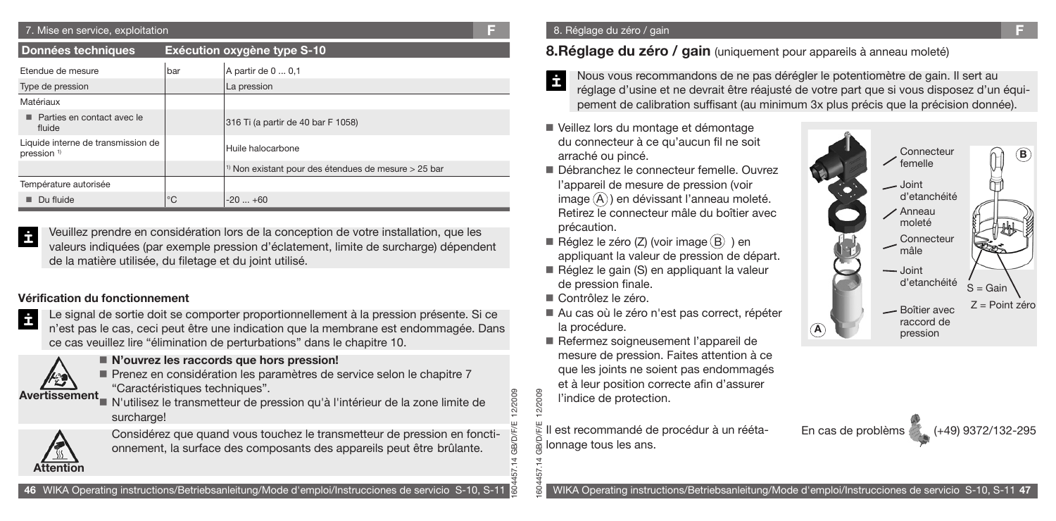## 7. Mise en service, exploitation

| Données techniques | | Exécution oxygène type S-10 |
|---|---|---|
| Etendue de mesure | bar | A partir de 0 ... 0,1 |
| Type de pression | | La pression |
| Matériaux | | |
| ■ Parties en contact avec le fluide | | 316 Ti (a partir de 40 bar F 1058) |
| Liquide interne de transmission de pression [1] | | Huile halocarbone |
| | | [1] Non existant pour des étendues de mesure > 25 bar |
| Température autorisée | | |
| ■ Du fluide | °C | -20 ... +60 |

Veuillez prendre en considération lors de la conception de votre installation, que les valeurs indiquées (par exemple pression d'éclatement, limite de surcharge) dépendent de la matière utilisée, du filetage et du joint utilisé.

### Vérification du fonctionnement

Le signal de sortie doit se comporter proportionnellement à la pression présente. Si ce n'est pas le cas, ceci peut être une indication que la membrane est endommagée. Dans ce cas veuillez lire "élimination de perturbations" dans le chapitre 10.

**Avertissement**

- **N'ouvrez les raccords que hors pression!**
- Prenez en considération les paramètres de service selon le chapitre 7 "Caractéristiques techniques".
- N'utilisez le transmetteur de pression qu'à l'intérieur de la zone limite de surcharge!

**Attention**

Considérez que quand vous touchez le transmetteur de pression en fonctionnement, la surface des composants des appareils peut être brûlante.

## 8. Réglage du zéro / gain (uniquement pour appareils à anneau moleté)

Nous vous recommandons de ne pas dérégler le potentiomètre de gain. Il sert au réglage d'usine et ne devrait être réajusté de votre part que si vous disposez d'un équipement de calibration suffisant (au minimum 3x plus précis que la précision donnée).

- Veillez lors du montage et démontage du connecteur à ce qu'aucun fil ne soit arraché ou pincé.
- Débranchez le connecteur femelle. Ouvrez l'appareil de mesure de pression (voir image (A)) en dévissant l'anneau moleté. Retirez le connecteur mâle du boîtier avec précaution.
- Réglez le zéro (Z) (voir image (B)) en appliquant la valeur de pression de départ.
- Réglez le gain (S) en appliquant la valeur de pression finale.
- Contrôlez le zéro.
- Au cas où le zéro n'est pas correct, répéter la procédure.
- Refermez soigneusement l'appareil de mesure de pression. Faites attention à ce que les joints ne soient pas endommagés et à leur position correcte afin d'assurer l'indice de protection.

Connecteur femelle
Joint d'etanchéité
Anneau moleté
Connecteur mâle
Joint d'etanchéité
Boîtier avec raccord de pression
(A)
(B)
S = Gain
Z = Point zéro

Il est recommandé de procédur à un réétalonnage tous les ans.

En cas de problèms (+49) 9372/132-295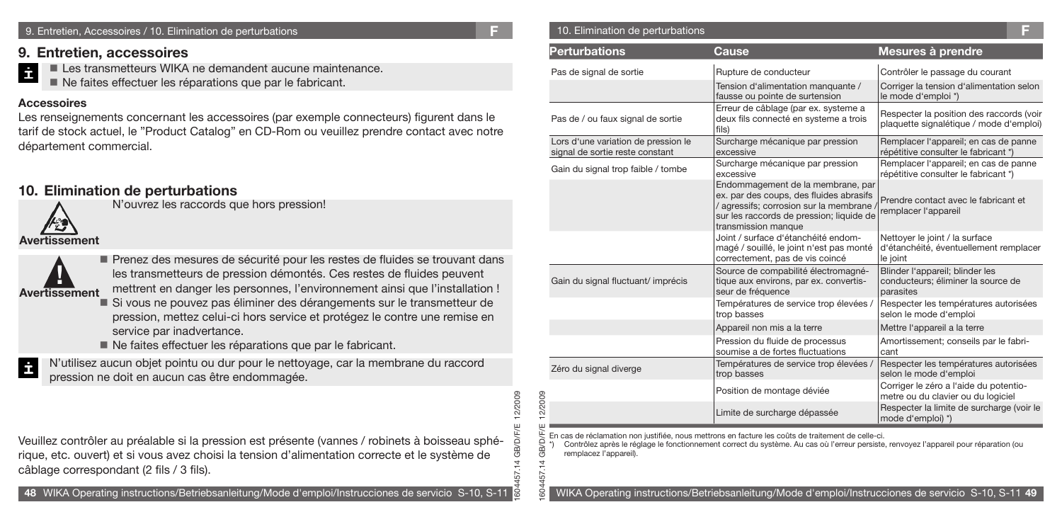## 9. Entretien, accessoires

- Les transmetteurs WIKA ne demandent aucune maintenance.
- Ne faites effectuer les réparations que par le fabricant.

**Accessoires**

Les renseignements concernant les accessoires (par exemple connecteurs) figurent dans le tarif de stock actuel, le "Product Catalog" en CD-Rom ou veuillez prendre contact avec notre département commercial.

## 10. Elimination de perturbations

**Avertissement**

N'ouvrez les raccords que hors pression!

**Avertissement**

- Prenez des mesures de sécurité pour les restes de fluides se trouvant dans les transmetteurs de pression démontés. Ces restes de fluides peuvent mettrent en danger les personnes, l'environnement ainsi que l'installation !
- Si vous ne pouvez pas éliminer des dérangements sur le transmetteur de pression, mettez celui-ci hors service et protégez le contre une remise en service par inadvertance.
- Ne faites effectuer les réparations que par le fabricant.

N'utilisez aucun objet pointu ou dur pour le nettoyage, car la membrane du raccord pression ne doit en aucun cas être endommagée.

Veuillez contrôler au préalable si la pression est présente (vannes / robinets à boisseau sphérique, etc. ouvert) et si vous avez choisi la tension d'alimentation correcte et le système de câblage correspondant (2 fils / 3 fils).

| Perturbations | Cause | Mesures à prendre |
|---|---|---|
| Pas de signal de sortie | Rupture de conducteur | Contrôler le passage du courant |
| | Tension d'alimentation manquante / fausse ou pointe de surtension | Corriger la tension d'alimentation selon le mode d'emploi *) |
| Pas de / ou faux signal de sortie | Erreur de câblage (par ex. systeme a deux fils connecté en systeme a trois fils) | Respecter la position des raccords (voir plaquette signalétique / mode d'emploi) |
| Lors d'une variation de pression le signal de sortie reste constant | Surcharge mécanique par pression excessive | Remplacer l'appareil; en cas de panne répétitive consulter le fabricant *) |
| Gain du signal trop faible / tombe | Surcharge mécanique par pression excessive | Remplacer l'appareil; en cas de panne répétitive consulter le fabricant *) |
| | Endommagement de la membrane, par ex. par des coups, des fluides abrasifs / agressifs; corrosion sur la membrane / sur les raccords de pression; liquide de transmission manque | Prendre contact avec le fabricant et remplacer l'appareil |
| | Joint / surface d'étanchéité endommagé / souillé, le joint n'est pas monté correctement, pas de vis coincé | Nettoyer le joint / la surface d'étanchéité, éventuellement remplacer le joint |
| Gain du signal fluctuant/ imprécis | Source de compabilité électromagnétique aux environs, par ex. convertisseur de fréquence | Blinder l'appareil; blinder les conducteurs; éliminer la source de parasites |
| | Températures de service trop élevées / trop basses | Respecter les températures autorisées selon le mode d'emploi |
| | Appareil non mis a la terre | Mettre l'appareil a la terre |
| | Pression du fluide de processus soumise a de fortes fluctuations | Amortissement; conseils par le fabricant |
| Zéro du signal diverge | Températures de service trop élevées / trop basses | Respecter les températures autorisées selon le mode d'emploi |
| | Position de montage déviée | Corriger le zéro a l'aide du potentiometre ou du clavier ou du logiciel |
| | Limite de surcharge dépassée | Respecter la limite de surcharge (voir le mode d'emploi) *) |

En cas de réclamation non justifiée, nous mettrons en facture les coûts de traitement de celle-ci.

*) Contrôlez après le réglage le fonctionnement correct du système. Au cas où l'erreur persiste, renvoyez l'appareil pour réparation (ou remplacez l'appareil).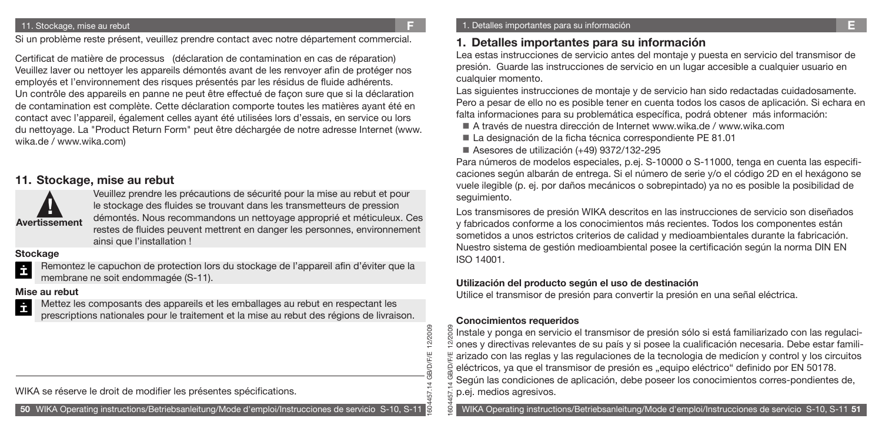Si un problème reste présent, veuillez prendre contact avec notre département commercial.

Certificat de matière de processus (déclaration de contamination en cas de réparation)
Veuillez laver ou nettoyer les appareils démontés avant de les renvoyer afin de protéger nos employés et l'environnement des risques présentés par les résidus de fluide adhérents.
Un contrôle des appareils en panne ne peut être effectué de façon sure que si la déclaration de contamination est complète. Cette déclaration comporte toutes les matières ayant été en contact avec l'appareil, également celles ayant été utilisées lors d'essais, en service ou lors du nettoyage. La "Product Return Form" peut être déchargée de notre adresse Internet (www.wika.de / www.wika.com)

## 11. Stockage, mise au rebut

**Avertissement**

Veuillez prendre les précautions de sécurité pour la mise au rebut et pour le stockage des fluides se trouvant dans les transmetteurs de pression démontés. Nous recommandons un nettoyage approprié et méticuleux. Ces restes de fluides peuvent mettrent en danger les personnes, environnement ainsi que l'installation !

**Stockage**

Remontez le capuchon de protection lors du stockage de l'appareil afin d'éviter que la membrane ne soit endommagée (S-11).

**Mise au rebut**

Mettez les composants des appareils et les emballages au rebut en respectant les prescriptions nationales pour le traitement et la mise au rebut des régions de livraison.

WIKA se réserve le droit de modifier les présentes spécifications.

## 1. Detalles importantes para su información

Lea estas instrucciones de servicio antes del montaje y puesta en servicio del transmisor de presión. Guarde las instrucciones de servicio en un lugar accesible a cualquier usuario en cualquier momento.

Las siguientes instrucciones de montaje y de servicio han sido redactadas cuidadosamente. Pero a pesar de ello no es posible tener en cuenta todos los casos de aplicación. Si echara en falta informaciones para su problemática específica, podrá obtener más información:

- A través de nuestra dirección de Internet www.wika.de / www.wika.com
- La designación de la ficha técnica correspondiente PE 81.01
- Asesores de utilización (+49) 9372/132-295

Para números de modelos especiales, p.ej. S-10000 o S-11000, tenga en cuenta las especificaciones según albarán de entrega. Si el número de serie y/o el código 2D en el hexágono se vuele ilegible (p. ej. por daños mecánicos o sobrepintado) ya no es posible la posibilidad de seguimiento.

Los transmisores de presión WIKA descritos en las instrucciones de servicio son diseñados y fabricados conforme a los conocimientos más recientes. Todos los componentes están sometidos a unos estrictos criterios de calidad y medioambientales durante la fabricación. Nuestro sistema de gestión medioambiental posee la certificación según la norma DIN EN ISO 14001.

**Utilización del producto según el uso de destinación**

Utilice el transmisor de presión para convertir la presión en una señal eléctrica.

**Conocimientos requeridos**

Instale y ponga en servicio el transmisor de presión sólo si está familiarizado con las regulaciones y directivas relevantes de su país y si posee la cualificación necesaria. Debe estar familiarizado con las reglas y las regulaciones de la tecnologia de medicíon y control y los circuitos eléctricos, ya que el transmisor de presión es „equipo eléctrico" definido por EN 50178.
Según las condiciones de aplicación, debe poseer los conocimientos corres-pondientes de, p.ej. medios agresivos.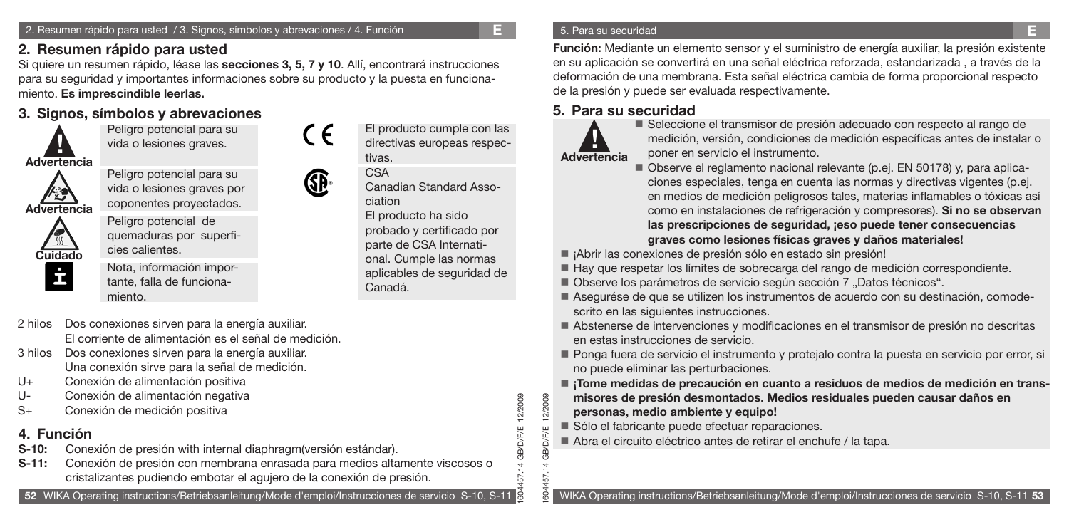## 2. Resumen rápido para usted

Si quiere un resumen rápido, léase las **secciones 3, 5, 7 y 10**. Allí, encontrará instrucciones para su seguridad y importantes informaciones sobre su producto y la puesta en funcionamiento. **Es imprescindible leerlas.**

## 3. Signos, símbolos y abrevaciones

**Advertencia** — Peligro potencial para su vida o lesiones graves.

**Advertencia** — Peligro potencial para su vida o lesiones graves por coponentes proyectados.

**Cuidado** — Peligro potencial de quemaduras por superficies calientes.

Nota, información importante, falla de funcionamiento.

CE — El producto cumple con las directivas europeas respectivas.

CSA — Canadian Standard Association. El producto ha sido probado y certificado por parte de CSA International. Cumple las normas aplicables de seguridad de Canadá.

- 2 hilos — Dos conexiones sirven para la energía auxiliar. El corriente de alimentación es el señal de medición.
- 3 hilos — Dos conexiones sirven para la energía auxiliar. Una conexión sirve para la señal de medición.
- U+ — Conexión de alimentación positiva
- U- — Conexión de alimentación negativa
- S+ — Conexión de medición positiva

## 4. Función

**S-10:** Conexión de presión with internal diaphragm(versión estándar).

**S-11:** Conexión de presión con membrana enrasada para medios altamente viscosos o cristalizantes pudiendo embotar el agujero de la conexión de presión.

**Función:** Mediante un elemento sensor y el suministro de energía auxiliar, la presión existente en su aplicación se convertirá en una señal eléctrica reforzada, estandarizada , a través de la deformación de una membrana. Esta señal eléctrica cambia de forma proporcional respecto de la presión y puede ser evaluada respectivamente.

## 5. Para su securidad

**Advertencia**

- Seleccione el transmisor de presión adecuado con respecto al rango de medición, versión, condiciones de medición específicas antes de instalar o poner en servicio el instrumento.
- Observe el reglamento nacional relevante (p.ej. EN 50178) y, para aplicaciones especiales, tenga en cuenta las normas y directivas vigentes (p.ej. en medios de medición peligrosos tales, materias inflamables o tóxicas así como en instalaciones de refrigeración y compresores). **Si no se observan las prescripciones de seguridad, ¡eso puede tener consecuencias graves como lesiones físicas graves y daños materiales!**
- ¡Abrir las conexiones de presión sólo en estado sin presión!
- Hay que respetar los límites de sobrecarga del rango de medición correspondiente.
- Observe los parámetros de servicio según sección 7 „Datos técnicos“.
- Asegurése de que se utilizen los instrumentos de acuerdo con su destinación, comodescrito en las siguientes instrucciones.
- Abstenerse de intervenciones y modificaciones en el transmisor de presión no descritas en estas instrucciones de servicio.
- Ponga fuera de servicio el instrumento y protejalo contra la puesta en servicio por error, si no puede eliminar las perturbaciones.
- **¡Tome medidas de precaución en cuanto a residuos de medios de medición en transmisores de presión desmontados. Medios residuales pueden causar daños en personas, medio ambiente y equipo!**
- Sólo el fabricante puede efectuar reparaciones.
- Abra el circuito eléctrico antes de retirar el enchufe / la tapa.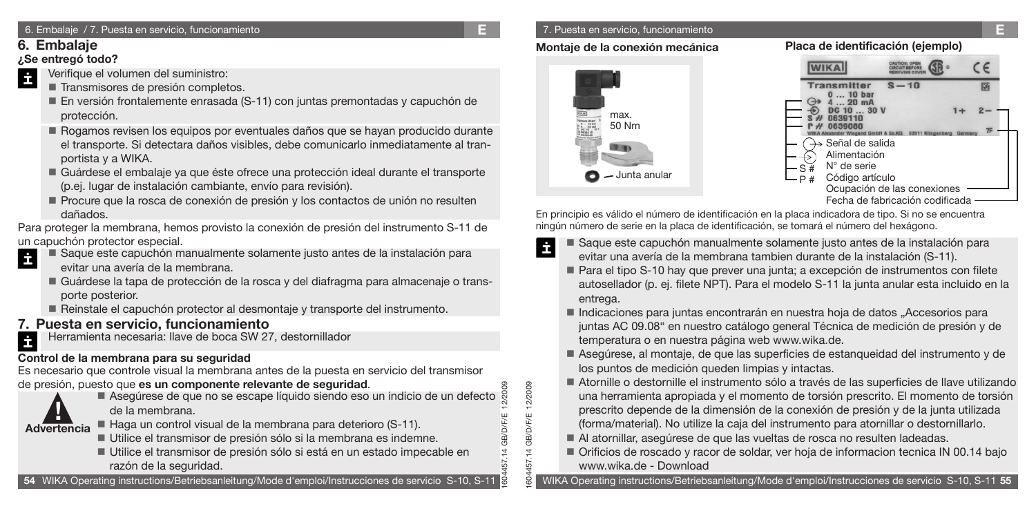## 6. Embalaje

**¿Se entregó todo?**

Verifique el volumen del suministro:

- Transmisores de presión completos.
- En versión frontalmente enrasada (S-11) con juntas premontadas y capuchón de protección.
- Rogamos revisen los equipos por eventuales daños que se hayan producido durante el transporte. Si detectara daños visibles, debe comunicarlo inmediatamente al tranportista y a WIKA.
- Guárdese el embalaje ya que éste ofrece una protección ideal durante el transporte (p.ej. lugar de instalación cambiante, envío para revisión).
- Procure que la rosca de conexión de presión y los contactos de unión no resulten dañados.

Para proteger la membrana, hemos provisto la conexión de presión del instrumento S-11 de un capuchón protector especial.

- Saque este capuchón manualmente solamente justo antes de la instalación para evitar una avería de la membrana.
- Guárdese la tapa de protección de la rosca y del diafragma para almacenaje o transporte posterior.
- Reinstale el capuchón protector al desmontaje y transporte del instrumento.

## 7. Puesta en servicio, funcionamiento

Herramienta necesaria: llave de boca SW 27, destornillador

**Control de la membrana para su seguridad**

Es necesario que controle visual la membrana antes de la puesta en servicio del transmisor de presión, puesto que **es un componente relevante de seguridad**.

**Advertencia**

- Asegúrese de que no se escape líquido siendo eso un indicio de un defecto de la membrana.
- Haga un control visual de la membrana para deterioro (S-11).
- Utilice el transmisor de presión sólo si la membrana es indemne.
- Utilice el transmisor de presión sólo si está en un estado impecable en razón de la seguridad.

**Montaje de la conexión mecánica**

max. 50 Nm

Junta anular

**Placa de identificación (ejemplo)**

WIKA — Transmitter S-10 — 0 ... 10 bar — 4 ... 20 mA — DC 10 ... 30 V — S # 0639110 — P # 0639080 — 1+ 2− — 7F

- Señal de salida
- Alimentación
- S # N° de serie
- P # Código artículo
- Ocupación de las conexiones
- Fecha de fabricación codificada

En principio es válido el número de identificación en la placa indicadora de tipo. Si no se encuentra ningún número de serie en la placa de identificación, se tomará el número del hexágono.

- Saque este capuchón manualmente solamente justo antes de la instalación para evitar una avería de la membrana tambien durante de la instalación (S-11).
- Para el tipo S-10 hay que prever una junta; a excepción de instrumentos con filete autosellador (p. ej. filete NPT). Para el modelo S-11 la junta anular esta incluido en la entrega.
- Indicaciones para juntas encontrarán en nuestra hoja de datos „Accesorios para juntas AC 09.08" en nuestro catálogo general Técnica de medición de presión y de temperatura o en nuestra página web www.wika.de.
- Asegúrese, al montaje, de que las superficies de estanqueidad del instrumento y de los puntos de medición queden limpias y intactas.
- Atornille o destornille el instrumento sólo a través de las superficies de llave utilizando una herramienta apropiada y el momento de torsión prescrito. El momento de torsión prescrito depende de la dimensión de la conexión de presión y de la junta utilizada (forma/material). No utilize la caja del instrumento para atornillar o destornillarlo.
- Al atornillar, asegúrese de que las vueltas de rosca no resulten ladeadas.
- Orificios de roscado y racor de soldar, ver hoja de informacion tecnica IN 00.14 bajo www.wika.de - Download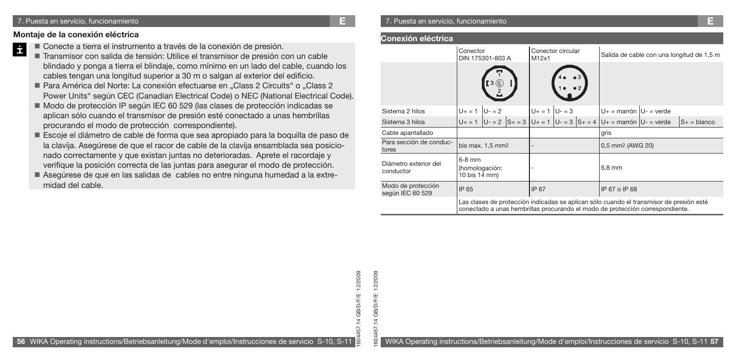### Montaje de la conexión eléctrica

- Conecte a tierra el instrumento a través de la conexión de presión.
- Transmisor con salida de tensión: Utilice el transmisor de presión con un cable blindado y ponga a tierra el blindaje, como mínimo en un lado del cable, cuando los cables tengan una longitud superior a 30 m o salgan al exterior del edificio.
- Para América del Norte: La conexión efectuarse en „Class 2 Circuits“ o „Class 2 Power Units“ según CEC (Canadian Electrical Code) o NEC (National Electrical Code).
- Modo de protección IP según IEC 60 529 (las clases de protección indicadas se aplican sólo cuando el transmisor de presión esté conectado a unas hembrillas procurando el modo de protección correspondiente).
- Escoje el diámetro de cable de forma que sea apropiado para la boquilla de paso de la clavija. Asegúrese de que el racor de cable de la clavija ensamblada sea posicionado correctamente y que existan juntas no deterioradas. Aprete el racordaje y verifique la posición correcta de las juntas para asegurar el modo de protección.
- Asegúrese de que en las salidas de cables no entre ninguna humedad a la extremidad del cable.

### Conexión eléctrica

| | Conector DIN 175301-803 A | | | Conector circular M12x1 | | | Salida de cable con una longitud de 1,5 m | | |
|---|---|---|---|---|---|---|---|---|---|
| Sistema 2 hilos | U+ = 1 | U- = 2 | | U+ = 1 | U- = 3 | | U+ = marrón | U- = verde | |
| Sistema 3 hilos | U+ = 1 | U- = 2 | S+ = 3 | U+ = 1 | U- = 3 | S+ = 4 | U+ = marrón | U- = verde | S+ = blanco |
| Cable apantallado | | | | | | | gris | | |
| Para sección de conductores | bis max. 1,5 mm² | | | - | | | 0,5 mm² (AWG 20) | | |
| Diámetro exterior del conductor | 6-8 mm (homologación: 10 bis 14 mm) | | | - | | | 6,8 mm | | |
| Modo de protección según IEC 60 529 | IP 65 | | | IP 67 | | | IP 67 o IP 68 | | |
| | Las clases de protección indicadas se aplican sólo cuando el transmisor de presión esté conectado a unas hembrillas procurando el modo de protección correspondiente. | | | | | | | | |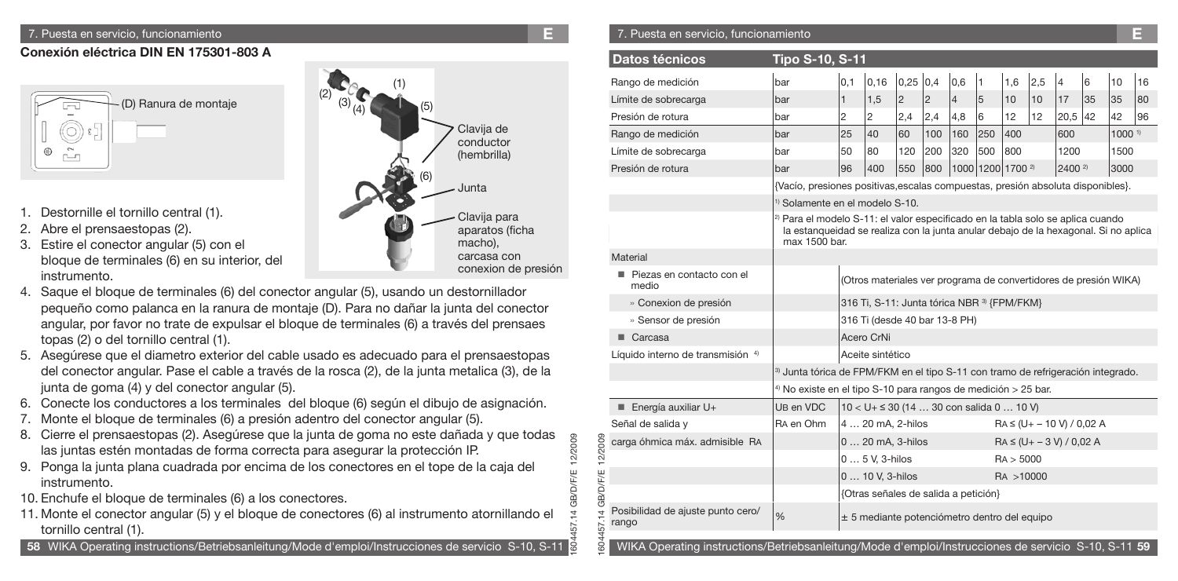## Conexión eléctrica DIN EN 175301-803 A

(D) Ranura de montaje

(1) (2) (3) (4) (5) Clavija de conductor (hembrilla)

(6) Junta

Clavija para aparatos (ficha macho), carcasa con conexion de presión

1. Destornille el tornillo central (1).
2. Abre el prensaestopas (2).
3. Estire el conector angular (5) con el bloque de terminales (6) en su interior, del instrumento.
4. Saque el bloque de terminales (6) del conector angular (5), usando un destornillador pequeño como palanca en la ranura de montaje (D). Para no dañar la junta del conector angular, por favor no trate de expulsar el bloque de terminales (6) a través del prensaes topas (2) o del tornillo central (1).
5. Asegúrese que el diametro exterior del cable usado es adecuado para el prensaestopas del conector angular. Pase el cable a través de la rosca (2), de la junta metalica (3), de la junta de goma (4) y del conector angular (5).
6. Conecte los conductores a los terminales del bloque (6) según el dibujo de asignación.
7. Monte el bloque de terminales (6) a presión adentro del conector angular (5).
8. Cierre el prensaestopas (2). Asegúrese que la junta de goma no este dañada y que todas las juntas estén montadas de forma correcta para asegurar la protección IP.
9. Ponga la junta plana cuadrada por encima de los conectores en el tope de la caja del instrumento.
10. Enchufe el bloque de terminales (6) a los conectores.
11. Monte el conector angular (5) y el bloque de conectores (6) al instrumento atornillando el tornillo central (1).

| Datos técnicos | Tipo S-10, S-11 | | | | | | | | | | | | |
|---|---|---|---|---|---|---|---|---|---|---|---|---|---|
| Rango de medición | bar | 0,1 | 0,16 | 0,25 | 0,4 | 0,6 | 1 | 1,6 | 2,5 | 4 | 6 | 10 | 16 |
| Límite de sobrecarga | bar | 1 | 1,5 | 2 | 2 | 4 | 5 | 10 | 10 | 17 | 35 | 35 | 80 |
| Presión de rotura | bar | 2 | 2 | 2,4 | 2,4 | 4,8 | 6 | 12 | 12 | 20,5 | 42 | 42 | 96 |
| Rango de medición | bar | 25 | 40 | 60 | 100 | 160 | 250 | 400 | | 600 | | 1000 [1] | |
| Límite de sobrecarga | bar | 50 | 80 | 120 | 200 | 320 | 500 | 800 | | 1200 | | 1500 | |
| Presión de rotura | bar | 96 | 400 | 550 | 800 | 1000 | 1200 | 1700 [2] | | 2400 [2] | | 3000 | |
| | | {Vacío, presiones positivas,escalas compuestas, presión absoluta disponibles}. | | | | | | | | | | | |
| | | [1] Solamente en el modelo S-10. | | | | | | | | | | | |
| | | [2] Para el modelo S-11: el valor especificado en la tabla solo se aplica cuando la estanqueidad se realiza con la junta anular debajo de la hexagonal. Si no aplica max 1500 bar. | | | | | | | | | | | |
| Material | | | | | | | | | | | | | |
| ■ Piezas en contacto con el medio | | (Otros materiales ver programa de convertidores de presión WIKA) | | | | | | | | | | | |
| » Conexion de presión | | 316 Ti, S-11: Junta tórica NBR [3] {FPM/FKM} | | | | | | | | | | | |
| » Sensor de presión | | 316 Ti (desde 40 bar 13-8 PH) | | | | | | | | | | | |
| ■ Carcasa | | Acero CrNi | | | | | | | | | | | |
| Líquido interno de transmisión [4] | | Aceite sintético | | | | | | | | | | | |
| | | [3] Junta tórica de FPM/FKM en el tipo S-11 con tramo de refrigeración integrado. | | | | | | | | | | | |
| | | [4] No existe en el tipo S-10 para rangos de medición > 25 bar. | | | | | | | | | | | |
| ■ Energía auxiliar U+ | UB en VDC | 10 < U+ ≤ 30 (14 … 30 con salida 0 … 10 V) | | | | | | | | | | | |
| Señal de salida y | RA en Ohm | 4 … 20 mA, 2-hilos | | | | | | RA ≤ (U+ – 10 V) / 0,02 A | | | | | |
| carga óhmica máx. admisible RA | | 0 … 20 mA, 3-hilos | | | | | | RA ≤ (U+ – 3 V) / 0,02 A | | | | | |
| | | 0 … 5 V, 3-hilos | | | | | | RA > 5000 | | | | | |
| | | 0 … 10 V, 3-hilos | | | | | | RA >10000 | | | | | |
| | | {Otras señales de salida a petición} | | | | | | | | | | | |
| Posibilidad de ajuste punto cero/ rango | % | ± 5 mediante potenciómetro dentro del equipo | | | | | | | | | | | |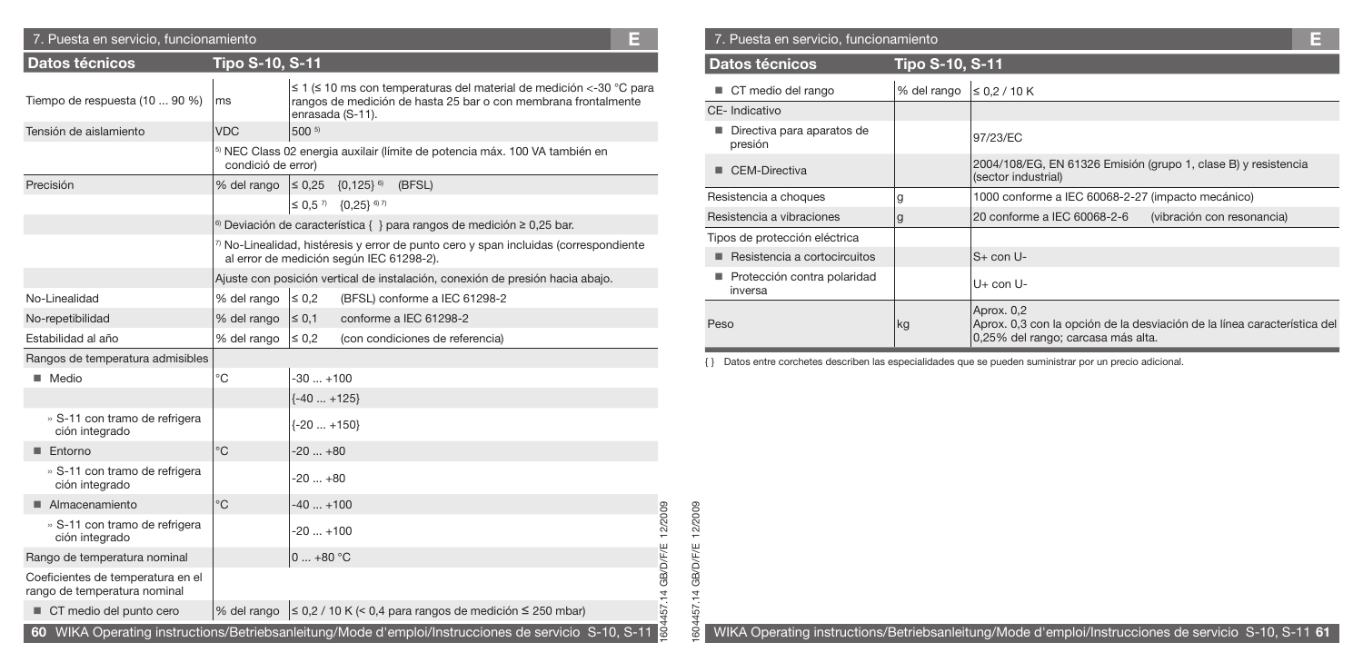## 7. Puesta en servicio, funcionamiento

| Datos técnicos | Tipo S-10, S-11 | |
|---|---|---|
| Tiempo de respuesta (10 ... 90 %) | ms | ≤ 1 (≤ 10 ms con temperaturas del material de medición <-30 °C para rangos de medición de hasta 25 bar o con membrana frontalmente enrasada (S-11). |
| Tensión de aislamiento | VDC | 500 [5] |
| | [5] NEC Class 02 energia auxilar (límite de potencia máx. 100 VA también en condició de error) | |
| Precisión | % del rango | ≤ 0,25 {0,125} [6] (BFSL) |
| | | ≤ 0,5 [7] {0,25} [6] [7] |
| | [6] Deviación de característica { } para rangos de medición ≥ 0,25 bar. | |
| | [7] No-Linealidad, histéresis y error de punto cero y span incluidas (correspondiente al error de medición según IEC 61298-2). | |
| | Ajuste con posición vertical de instalación, conexión de presión hacia abajo. | |
| No-Linealidad | % del rango | ≤ 0,2 (BFSL) conforme a IEC 61298-2 |
| No-repetibilidad | % del rango | ≤ 0,1 conforme a IEC 61298-2 |
| Estabilidad al año | % del rango | ≤ 0,2 (con condiciones de referencia) |
| Rangos de temperatura admisibles | | |
| ■ Medio | °C | -30 ... +100 |
| | | {-40 ... +125} |
| » S-11 con tramo de refrigeración integrado | | {-20 ... +150} |
| ■ Entorno | °C | -20 ... +80 |
| » S-11 con tramo de refrigeración integrado | | -20 ... +80 |
| ■ Almacenamiento | °C | -40 ... +100 |
| » S-11 con tramo de refrigeración integrado | | -20 ... +100 |
| Rango de temperatura nominal | | 0 ... +80 °C |
| Coeficientes de temperatura en el rango de temperatura nominal | | |
| ■ CT medio del punto cero | % del rango | ≤ 0,2 / 10 K (< 0,4 para rangos de medición ≤ 250 mbar) |
| ■ CT medio del rango | % del rango | ≤ 0,2 / 10 K |
| CE- Indicativo | | |
| ■ Directiva para aparatos de presión | | 97/23/EC |
| ■ CEM-Directiva | | 2004/108/EG, EN 61326 Emisión (grupo 1, clase B) y resistencia (sector industrial) |
| Resistencia a choques | g | 1000 conforme a IEC 60068-2-27 (impacto mecánico) |
| Resistencia a vibraciones | g | 20 conforme a IEC 60068-2-6 (vibración con resonancia) |
| Tipos de protección eléctrica | | |
| ■ Resistencia a cortocircuitos | | S+ con U- |
| ■ Protección contra polaridad inversa | | U+ con U- |
| Peso | kg | Aprox. 0,2<br>Aprox. 0,3 con la opción de la desviación de la línea característica del 0,25% del rango; carcasa más alta. |

{ } Datos entre corchetes describen las especialidades que se pueden suministrar por un precio adicional.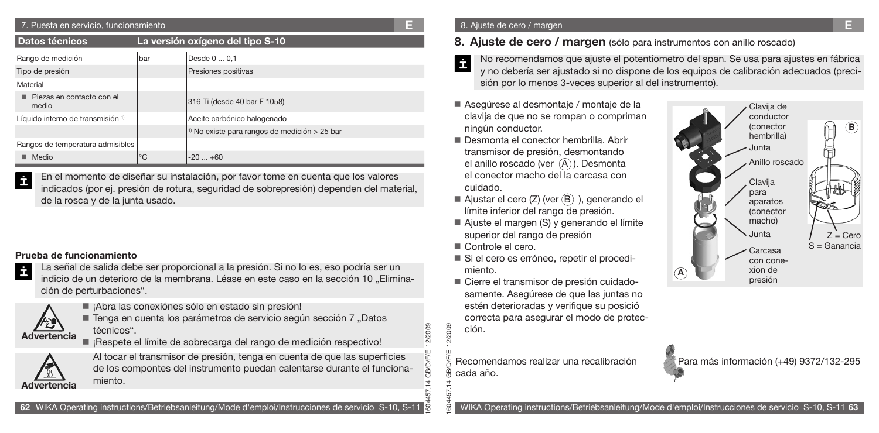| Datos técnicos | | La versión oxígeno del tipo S-10 |
|---|---|---|
| Rango de medición | bar | Desde 0 ... 0,1 |
| Tipo de presión | | Presiones positivas |
| Material | | |
| ■ Piezas en contacto con el medio | | 316 Ti (desde 40 bar F 1058) |
| Líquido interno de transmisión [1] | | Aceite carbónico halogenado |
| | | [1] No existe para rangos de medición > 25 bar |
| Rangos de temperatura admisibles | | |
| ■ Medio | °C | -20 ... +60 |

En el momento de diseñar su instalación, por favor tome en cuenta que los valores indicados (por ej. presión de rotura, seguridad de sobrepresión) dependen del material, de la rosca y de la junta usado.

**Prueba de funcionamiento**

La señal de salida debe ser proporcional a la presión. Si no lo es, eso podría ser un indicio de un deterioro de la membrana. Léase en este caso en la sección 10 „Eliminación de perturbaciones".

**Advertencia**

- ¡Abra las conexiónes sólo en estado sin presión!
- Tenga en cuenta los parámetros de servicio según sección 7 „Datos técnicos".
- ¡Respete el límite de sobrecarga del rango de medición respectivo!

**Advertencia**

Al tocar el transmisor de presión, tenga en cuenta de que las superficies de los compontes del instrumento puedan calentarse durante el funcionamiento.

## 8. Ajuste de cero / margen (sólo para instrumentos con anillo roscado)

No recomendamos que ajuste el potentiometro del span. Se usa para ajustes en fábrica y no debería ser ajustado si no dispone de los equipos de calibración adecuados (precisión por lo menos 3-veces superior al del instrumento).

- Asegúrese al desmontaje / montaje de la clavija de que no se rompan o compriman ningún conductor.
- Desmonta el conector hembrilla. Abrir transmisor de presión, desmontando el anillo roscado (ver (A)). Desmonta el conector macho del la carcasa con cuidado.
- Ajustar el cero (Z) (ver (B) ), generando el límite inferior del rango de presión.
- Ajuste el margen (S) y generando el límite superior del rango de presión
- Controle el cero.
- Si el cero es erróneo, repetir el procedimiento.
- Cierre el transmisor de presión cuidadosamente. Asegúrese de que las juntas no estén deterioradas y verifique su posició correcta para asegurar el modo de protección.

Clavija de conductor (conector hembrilla)
Junta
Anillo roscado
Clavija para aparatos (conector macho)
Junta
Carcasa con conexion de presión

Z = Cero
S = Ganancia

Recomendamos realizar una recalibración cada año.

Para más información (+49) 9372/132-295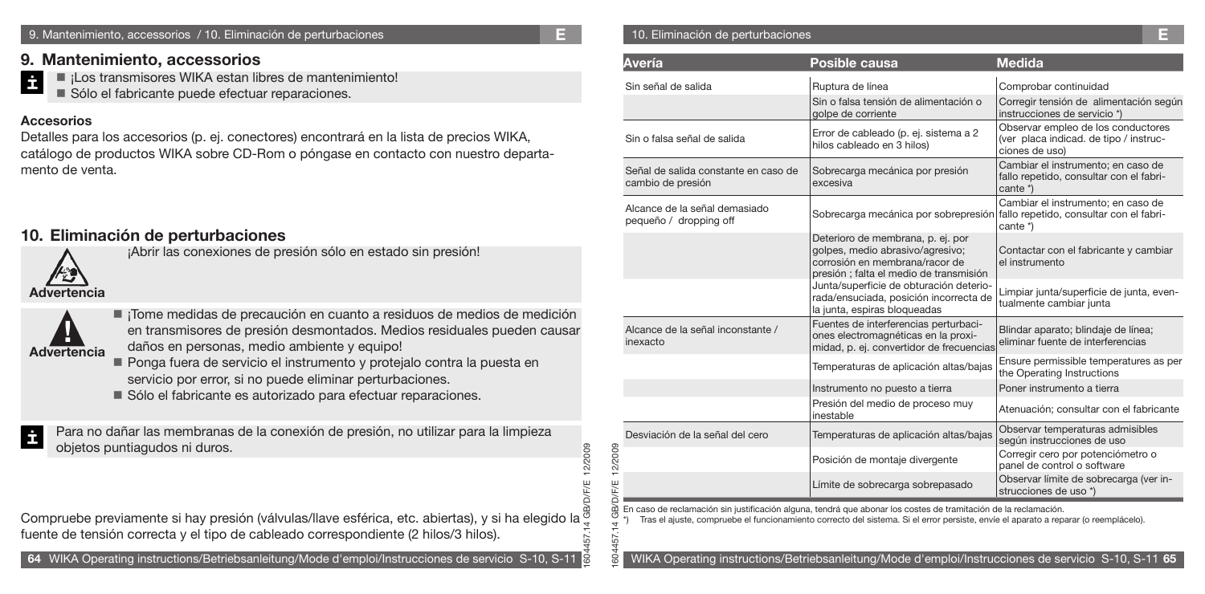## 9. Mantenimiento, accessorios

- ¡Los transmisores WIKA estan libres de mantenimiento!
- Sólo el fabricante puede efectuar reparaciones.

### Accesorios

Detalles para los accesorios (p. ej. conectores) encontrará en la lista de precios WIKA, catálogo de productos WIKA sobre CD-Rom o póngase en contacto con nuestro departamento de venta.

## 10. Eliminación de perturbaciones

**Advertencia**

¡Abrir las conexiones de presión sólo en estado sin presión!

**Advertencia**

- ¡Tome medidas de precaución en cuanto a residuos de medios de medición en transmisores de presión desmontados. Medios residuales pueden causar daños en personas, medio ambiente y equipo!
- Ponga fuera de servicio el instrumento y protejalo contra la puesta en servicio por error, si no puede eliminar perturbaciones.
- Sólo el fabricante es autorizado para efectuar reparaciones.

Para no dañar las membranas de la conexión de presión, no utilizar para la limpieza objetos puntiagudos ni duros.

Compruebe previamente si hay presión (válvulas/llave esférica, etc. abiertas), y si ha elegido la fuente de tensión correcta y el tipo de cableado correspondiente (2 hilos/3 hilos).

| Avería | Posible causa | Medida |
|---|---|---|
| Sin señal de salida | Ruptura de línea | Comprobar continuidad |
| | Sin o falsa tensión de alimentación o golpe de corriente | Corregir tensión de alimentación según instrucciones de servicio *) |
| Sin o falsa señal de salida | Error de cableado (p. ej. sistema a 2 hilos cableado en 3 hilos) | Observar empleo de los conductores (ver placa indicad. de tipo / instrucciones de uso) |
| Señal de salida constante en caso de cambio de presión | Sobrecarga mecánica por presión excesiva | Cambiar el instrumento; en caso de fallo repetido, consultar con el fabricante *) |
| Alcance de la señal demasiado pequeño / dropping off | Sobrecarga mecánica por sobrepresión | Cambiar el instrumento; en caso de fallo repetido, consultar con el fabricante *) |
| | Deterioro de membrana, p. ej. por golpes, medio abrasivo/agresivo; corrosión en membrana/racor de presión ; falta el medio de transmisión | Contactar con el fabricante y cambiar el instrumento |
| | Junta/superficie de obturación deteriorada/ensuciada, posición incorrecta de la junta, espiras bloqueadas | Limpiar junta/superficie de junta, eventualmente cambiar junta |
| Alcance de la señal inconstante / inexacto | Fuentes de interferencias perturbaciones electromagnéticas en la proximidad, p. ej. convertidor de frecuencias | Blindar aparato; blindaje de línea; eliminar fuente de interferencias |
| | Temperaturas de aplicación altas/bajas | Ensure permissible temperatures as per the Operating Instructions |
| | Instrumento no puesto a tierra | Poner instrumento a tierra |
| | Presión del medio de proceso muy inestable | Atenuación; consultar con el fabricante |
| Desviación de la señal del cero | Temperaturas de aplicación altas/bajas | Observar temperaturas admisibles según instrucciones de uso |
| | Posición de montaje divergente | Corregir cero por potenciómetro o panel de control o software |
| | Límite de sobrecarga sobrepasado | Observar límite de sobrecarga (ver instrucciones de uso *) |

En caso de reclamación sin justificación alguna, tendrá que abonar los costes de tramitación de la reclamación.

*) Tras el ajuste, compruebe el funcionamiento correcto del sistema. Si el error persiste, envíe el aparato a reparar (o reemplácelo).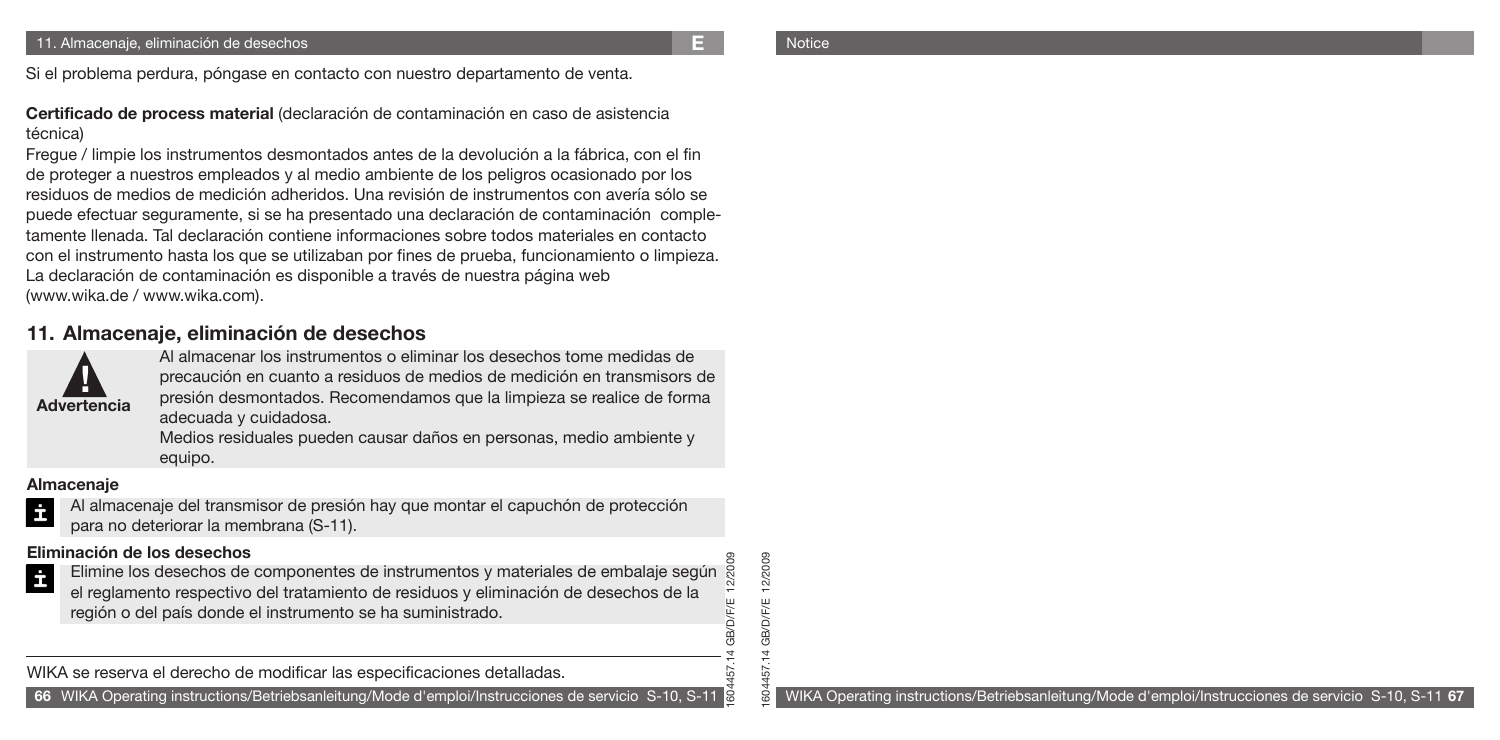Si el problema perdura, póngase en contacto con nuestro departamento de venta.

**Certificado de process material** (declaración de contaminación en caso de asistencia técnica)

Fregue / limpie los instrumentos desmontados antes de la devolución a la fábrica, con el fin de proteger a nuestros empleados y al medio ambiente de los peligros ocasionado por los residuos de medios de medición adheridos. Una revisión de instrumentos con avería sólo se puede efectuar seguramente, si se ha presentado una declaración de contaminación completamente llenada. Tal declaración contiene informaciones sobre todos materiales en contacto con el instrumento hasta los que se utilizaban por fines de prueba, funcionamiento o limpieza. La declaración de contaminación es disponible a través de nuestra página web (www.wika.de / www.wika.com).

## 11. Almacenaje, eliminación de desechos

**Advertencia**

Al almacenar los instrumentos o eliminar los desechos tome medidas de precaución en cuanto a residuos de medios de medición en transmisors de presión desmontados. Recomendamos que la limpieza se realice de forma adecuada y cuidadosa.

Medios residuales pueden causar daños en personas, medio ambiente y equipo.

**Almacenaje**

Al almacenaje del transmisor de presión hay que montar el capuchón de protección para no deteriorar la membrana (S-11).

**Eliminación de los desechos**

Elimine los desechos de componentes de instrumentos y materiales de embalaje según el reglamento respectivo del tratamiento de residuos y eliminación de desechos de la región o del país donde el instrumento se ha suministrado.

WIKA se reserva el derecho de modificar las especificaciones detalladas.

1604457.14 GB/D/F/E 12/2009

Notice

1604457.14 GB/D/F/E 12/2009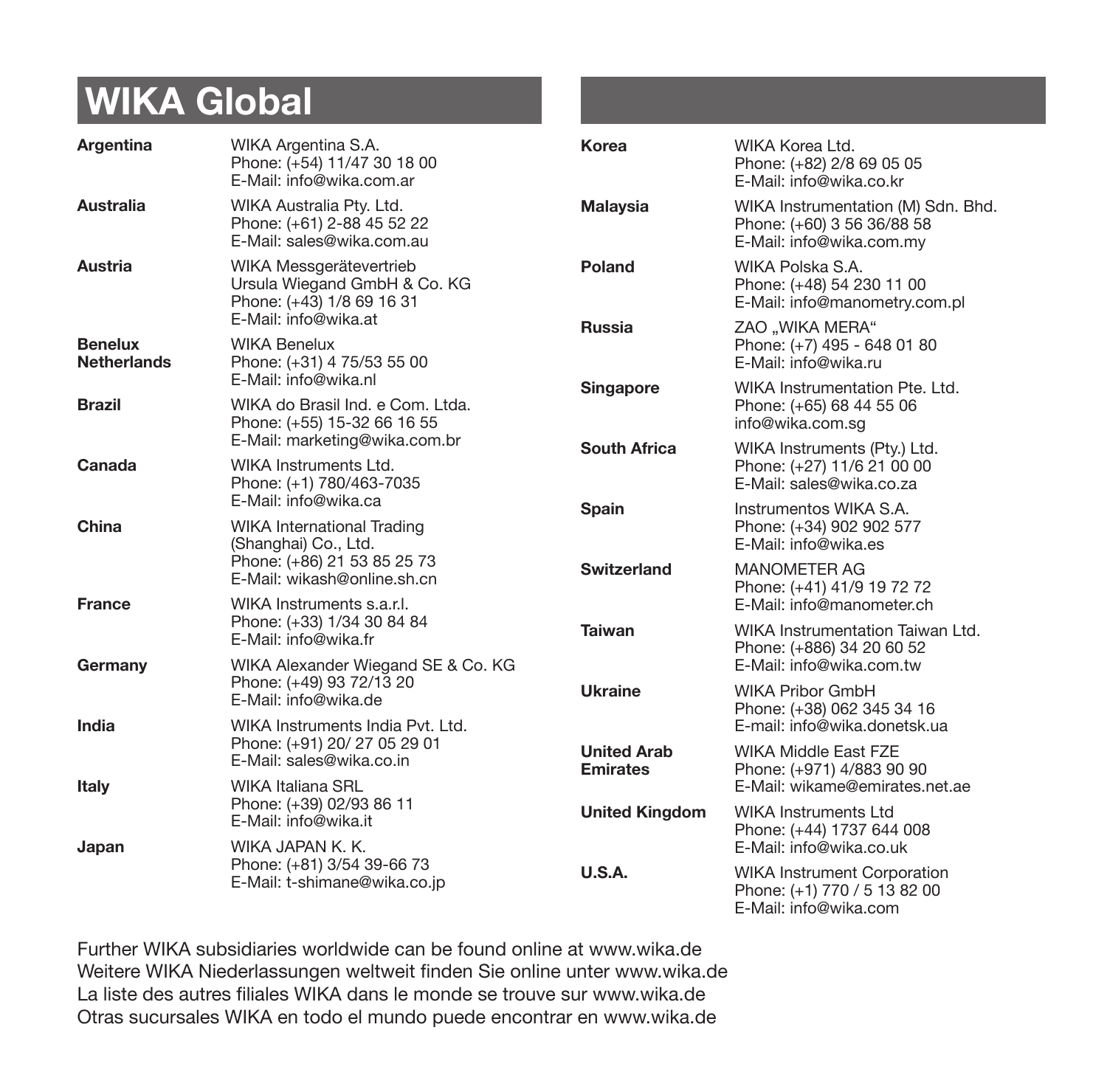# WIKA Global

**Argentina**
WIKA Argentina S.A.
Phone: (+54) 11/47 30 18 00
E-Mail: info@wika.com.ar

**Australia**
WIKA Australia Pty. Ltd.
Phone: (+61) 2-88 45 52 22
E-Mail: sales@wika.com.au

**Austria**
WIKA Messgerätevertrieb
Ursula Wiegand GmbH & Co. KG
Phone: (+43) 1/8 69 16 31
E-Mail: info@wika.at

**Benelux**
**Netherlands**
WIKA Benelux
Phone: (+31) 4 75/53 55 00
E-Mail: info@wika.nl

**Brazil**
WIKA do Brasil Ind. e Com. Ltda.
Phone: (+55) 15-32 66 16 55
E-Mail: marketing@wika.com.br

**Canada**
WIKA Instruments Ltd.
Phone: (+1) 780/463-7035
E-Mail: info@wika.ca

**China**
WIKA International Trading
(Shanghai) Co., Ltd.
Phone: (+86) 21 53 85 25 73
E-Mail: wikash@online.sh.cn

**France**
WIKA Instruments s.a.r.l.
Phone: (+33) 1/34 30 84 84
E-Mail: info@wika.fr

**Germany**
WIKA Alexander Wiegand SE & Co. KG
Phone: (+49) 93 72/13 20
E-Mail: info@wika.de

**India**
WIKA Instruments India Pvt. Ltd.
Phone: (+91) 20/ 27 05 29 01
E-Mail: sales@wika.co.in

**Italy**
WIKA Italiana SRL
Phone: (+39) 02/93 86 11
E-Mail: info@wika.it

**Japan**
WIKA JAPAN K. K.
Phone: (+81) 3/54 39-66 73
E-Mail: t-shimane@wika.co.jp

**Korea**
WIKA Korea Ltd.
Phone: (+82) 2/8 69 05 05
E-Mail: info@wika.co.kr

**Malaysia**
WIKA Instrumentation (M) Sdn. Bhd.
Phone: (+60) 3 56 36/88 58
E-Mail: info@wika.com.my

**Poland**
WIKA Polska S.A.
Phone: (+48) 54 230 11 00
E-Mail: info@manometry.com.pl

**Russia**
ZAO „WIKA MERA“
Phone: (+7) 495 - 648 01 80
E-Mail: info@wika.ru

**Singapore**
WIKA Instrumentation Pte. Ltd.
Phone: (+65) 68 44 55 06
info@wika.com.sg

**South Africa**
WIKA Instruments (Pty.) Ltd.
Phone: (+27) 11/6 21 00 00
E-Mail: sales@wika.co.za

**Spain**
Instrumentos WIKA S.A.
Phone: (+34) 902 902 577
E-Mail: info@wika.es

**Switzerland**
MANOMETER AG
Phone: (+41) 41/9 19 72 72
E-Mail: info@manometer.ch

**Taiwan**
WIKA Instrumentation Taiwan Ltd.
Phone: (+886) 34 20 60 52
E-Mail: info@wika.com.tw

**Ukraine**
WIKA Pribor GmbH
Phone: (+38) 062 345 34 16
E-mail: info@wika.donetsk.ua

**United Arab Emirates**
WIKA Middle East FZE
Phone: (+971) 4/883 90 90
E-Mail: wikame@emirates.net.ae

**United Kingdom**
WIKA Instruments Ltd
Phone: (+44) 1737 644 008
E-Mail: info@wika.co.uk

**U.S.A.**
WIKA Instrument Corporation
Phone: (+1) 770 / 5 13 82 00
E-Mail: info@wika.com

Further WIKA subsidiaries worldwide can be found online at www.wika.de
Weitere WIKA Niederlassungen weltweit finden Sie online unter www.wika.de
La liste des autres filiales WIKA dans le monde se trouve sur www.wika.de
Otras sucursales WIKA en todo el mundo puede encontrar en www.wika.de